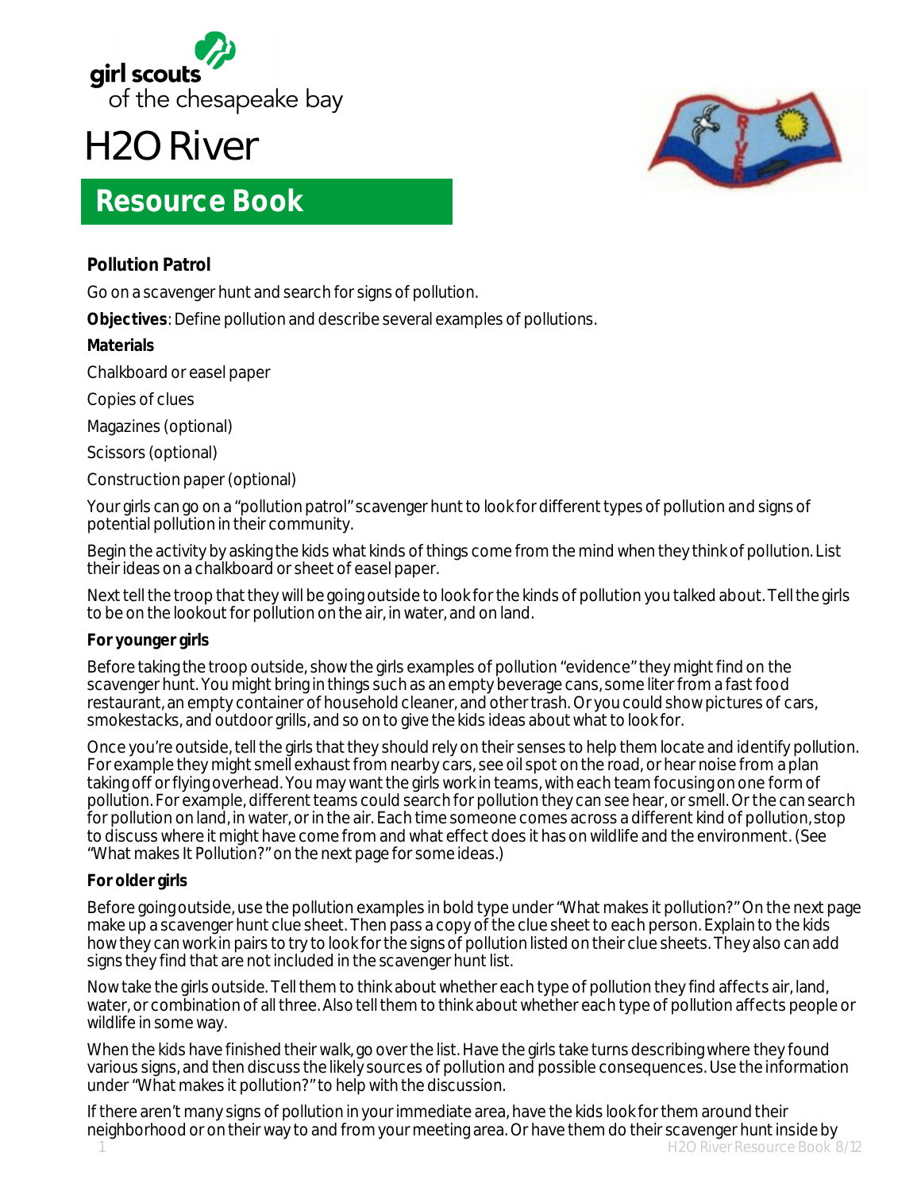girl scouts
of the chesapeake bay

# H2O River

## Resource Book

**Pollution Patrol**

Go on a scavenger hunt and search for signs of pollution.

**Objectives**: Define pollution and describe several examples of pollutions.

**Materials**

Chalkboard or easel paper

Copies of clues

Magazines (optional)

Scissors (optional)

Construction paper (optional)

Your girls can go on a "pollution patrol" scavenger hunt to look for different types of pollution and signs of potential pollution in their community.

Begin the activity by asking the kids what kinds of things come from the mind when they think of pollution. List their ideas on a chalkboard or sheet of easel paper.

Next tell the troop that they will be going outside to look for the kinds of pollution you talked about. Tell the girls to be on the lookout for pollution on the air, in water, and on land.

**For younger girls**

Before taking the troop outside, show the girls examples of pollution "evidence" they might find on the scavenger hunt. You might bring in things such as an empty beverage cans, some liter from a fast food restaurant, an empty container of household cleaner, and other trash. Or you could show pictures of cars, smokestacks, and outdoor grills, and so on to give the kids ideas about what to look for.

Once you're outside, tell the girls that they should rely on their senses to help them locate and identify pollution. For example they might smell exhaust from nearby cars, see oil spot on the road, or hear noise from a plan taking off or flying overhead. You may want the girls work in teams, with each team focusing on one form of pollution. For example, different teams could search for pollution they can see hear, or smell. Or the can search for pollution on land, in water, or in the air. Each time someone comes across a different kind of pollution, stop to discuss where it might have come from and what effect does it has on wildlife and the environment. (See "What makes It Pollution?" on the next page for some ideas.)

**For older girls**

Before going outside, use the pollution examples in bold type under "What makes it pollution?" On the next page make up a scavenger hunt clue sheet. Then pass a copy of the clue sheet to each person. Explain to the kids how they can work in pairs to try to look for the signs of pollution listed on their clue sheets. They also can add signs they find that are not included in the scavenger hunt list.

Now take the girls outside. Tell them to think about whether each type of pollution they find affects air, land, water, or combination of all three. Also tell them to think about whether each type of pollution affects people or wildlife in some way.

When the kids have finished their walk, go over the list. Have the girls take turns describing where they found various signs, and then discuss the likely sources of pollution and possible consequences. Use the information under "What makes it pollution?" to help with the discussion.

If there aren't many signs of pollution in your immediate area, have the kids look for them around their neighborhood or on their way to and from your meeting area. Or have them do their scavenger hunt inside by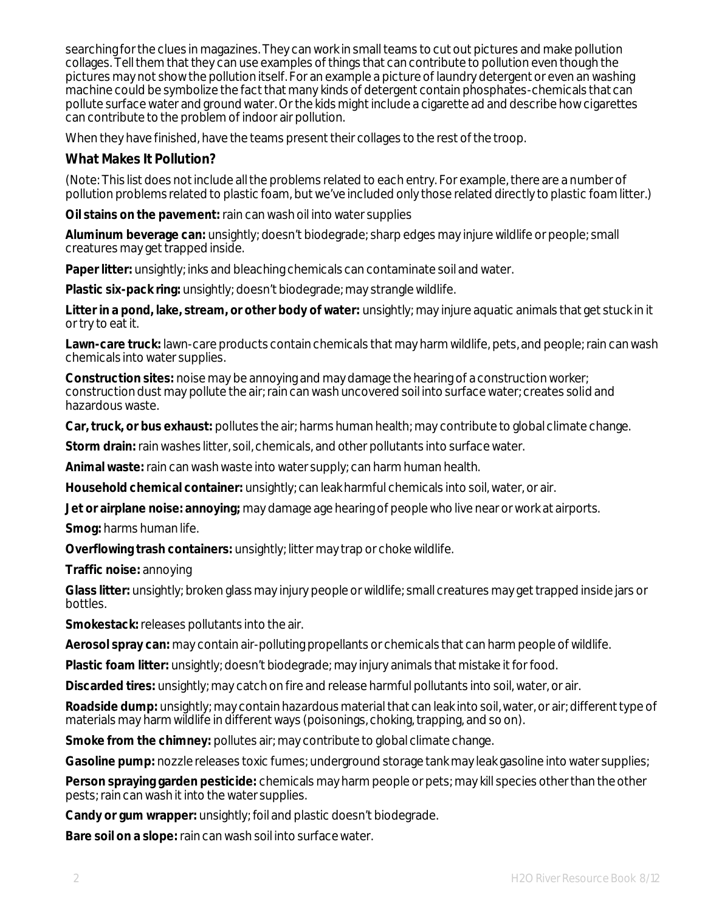searching for the clues in magazines. They can work in small teams to cut out pictures and make pollution collages. Tell them that they can use examples of things that can contribute to pollution even though the pictures may not show the pollution itself. For an example a picture of laundry detergent or even an washing machine could be symbolize the fact that many kinds of detergent contain phosphates-chemicals that can pollute surface water and ground water. Or the kids might include a cigarette ad and describe how cigarettes can contribute to the problem of indoor air pollution.

When they have finished, have the teams present their collages to the rest of the troop.

### What Makes It Pollution?

(Note: This list does not include all the problems related to each entry. For example, there are a number of pollution problems related to plastic foam, but we've included only those related directly to plastic foam litter.)

**Oil stains on the pavement:** rain can wash oil into water supplies

**Aluminum beverage can:** unsightly; doesn't biodegrade; sharp edges may injure wildlife or people; small creatures may get trapped inside.

**Paper litter:** unsightly; inks and bleaching chemicals can contaminate soil and water.

**Plastic six-pack ring:** unsightly; doesn't biodegrade; may strangle wildlife.

**Litter in a pond, lake, stream, or other body of water:** unsightly; may injure aquatic animals that get stuck in it or try to eat it.

**Lawn-care truck:** lawn-care products contain chemicals that may harm wildlife, pets, and people; rain can wash chemicals into water supplies.

**Construction sites:** noise may be annoying and may damage the hearing of a construction worker; construction dust may pollute the air; rain can wash uncovered soil into surface water; creates solid and hazardous waste.

**Car, truck, or bus exhaust:** pollutes the air; harms human health; may contribute to global climate change.

**Storm drain:** rain washes litter, soil, chemicals, and other pollutants into surface water.

**Animal waste:** rain can wash waste into water supply; can harm human health.

**Household chemical container:** unsightly; can leak harmful chemicals into soil, water, or air.

**Jet or airplane noise: annoying;** may damage age hearing of people who live near or work at airports.

**Smog:** harms human life.

**Overflowing trash containers:** unsightly; litter may trap or choke wildlife.

**Traffic noise:** annoying

**Glass litter:** unsightly; broken glass may injury people or wildlife; small creatures may get trapped inside jars or bottles.

**Smokestack:** releases pollutants into the air.

**Aerosol spray can:** may contain air-polluting propellants or chemicals that can harm people of wildlife.

**Plastic foam litter:** unsightly; doesn't biodegrade; may injury animals that mistake it for food.

**Discarded tires:** unsightly; may catch on fire and release harmful pollutants into soil, water, or air.

**Roadside dump:** unsightly; may contain hazardous material that can leak into soil, water, or air; different type of materials may harm wildlife in different ways (poisonings, choking, trapping, and so on).

**Smoke from the chimney:** pollutes air; may contribute to global climate change.

**Gasoline pump:** nozzle releases toxic fumes; underground storage tank may leak gasoline into water supplies;

**Person spraying garden pesticide:** chemicals may harm people or pets; may kill species other than the other pests; rain can wash it into the water supplies.

**Candy or gum wrapper:** unsightly; foil and plastic doesn't biodegrade.

**Bare soil on a slope:** rain can wash soil into surface water.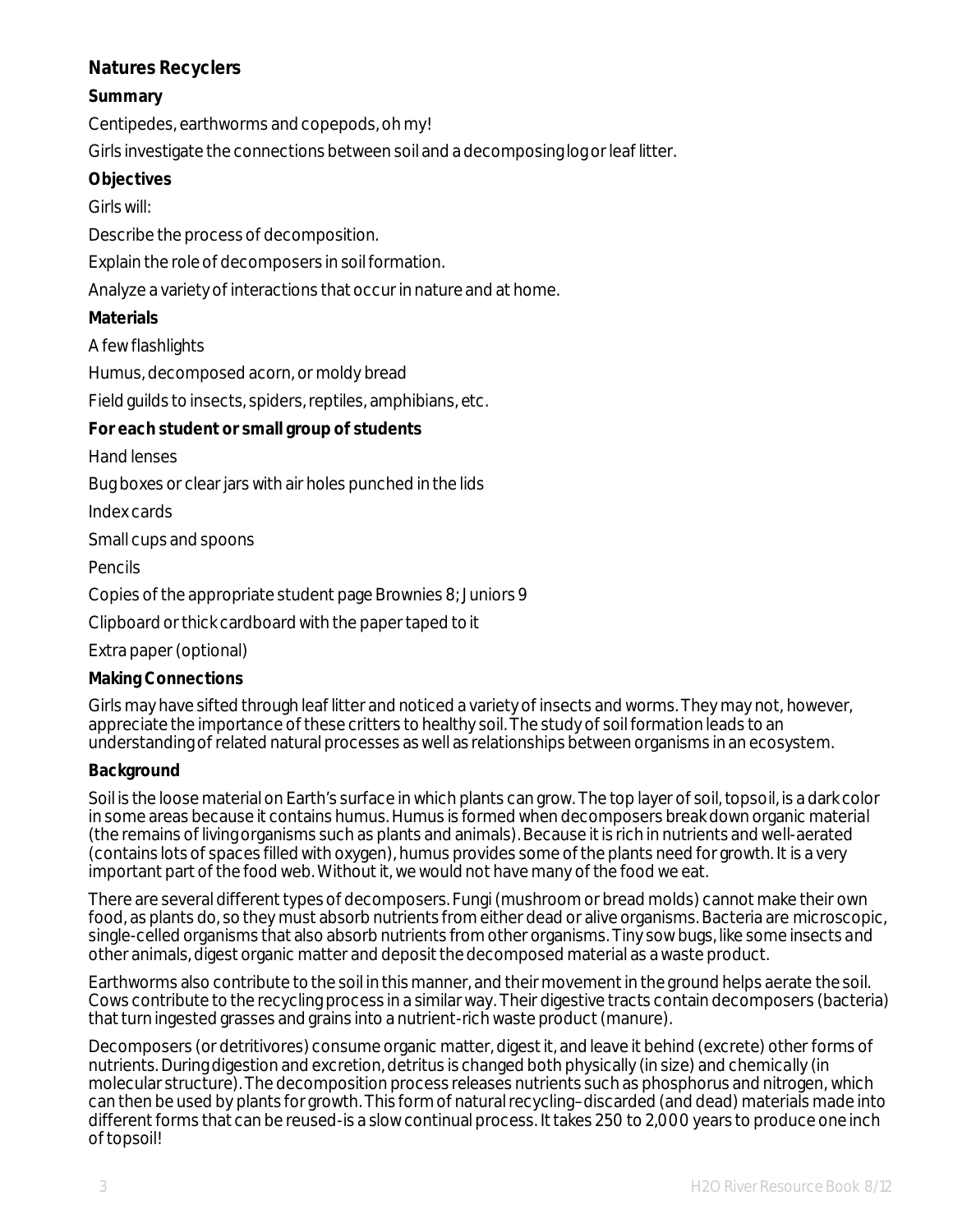## Natures Recyclers

### Summary

Centipedes, earthworms and copepods, oh my!

Girls investigate the connections between soil and a decomposing log or leaf litter.

### Objectives

Girls will:

Describe the process of decomposition.

Explain the role of decomposers in soil formation.

Analyze a variety of interactions that occur in nature and at home.

### Materials

A few flashlights

Humus, decomposed acorn, or moldy bread

Field guilds to insects, spiders, reptiles, amphibians, etc.

**For each student or small group of students**

Hand lenses

Bug boxes or clear jars with air holes punched in the lids

Index cards

Small cups and spoons

Pencils

Copies of the appropriate student page Brownies 8; Juniors 9

Clipboard or thick cardboard with the paper taped to it

Extra paper (optional)

### Making Connections

Girls may have sifted through leaf litter and noticed a variety of insects and worms. They may not, however, appreciate the importance of these critters to healthy soil. The study of soil formation leads to an understanding of related natural processes as well as relationships between organisms in an ecosystem.

### Background

Soil is the loose material on Earth's surface in which plants can grow. The top layer of soil, topsoil, is a dark color in some areas because it contains humus. Humus is formed when decomposers break down organic material (the remains of living organisms such as plants and animals). Because it is rich in nutrients and well-aerated (contains lots of spaces filled with oxygen), humus provides some of the plants need for growth. It is a very important part of the food web. Without it, we would not have many of the food we eat.

There are several different types of decomposers. Fungi (mushroom or bread molds) cannot make their own food, as plants do, so they must absorb nutrients from either dead or alive organisms. Bacteria are microscopic, single-celled organisms that also absorb nutrients from other organisms. Tiny sow bugs, like some insects and other animals, digest organic matter and deposit the decomposed material as a waste product.

Earthworms also contribute to the soil in this manner, and their movement in the ground helps aerate the soil. Cows contribute to the recycling process in a similar way. Their digestive tracts contain decomposers (bacteria) that turn ingested grasses and grains into a nutrient-rich waste product (manure).

Decomposers (or detritivores) consume organic matter, digest it, and leave it behind (excrete) other forms of nutrients. During digestion and excretion, detritus is changed both physically (in size) and chemically (in molecular structure). The decomposition process releases nutrients such as phosphorus and nitrogen, which can then be used by plants for growth. This form of natural recycling–discarded (and dead) materials made into different forms that can be reused-is a slow continual process. It takes 250 to 2,000 years to produce one inch of topsoil!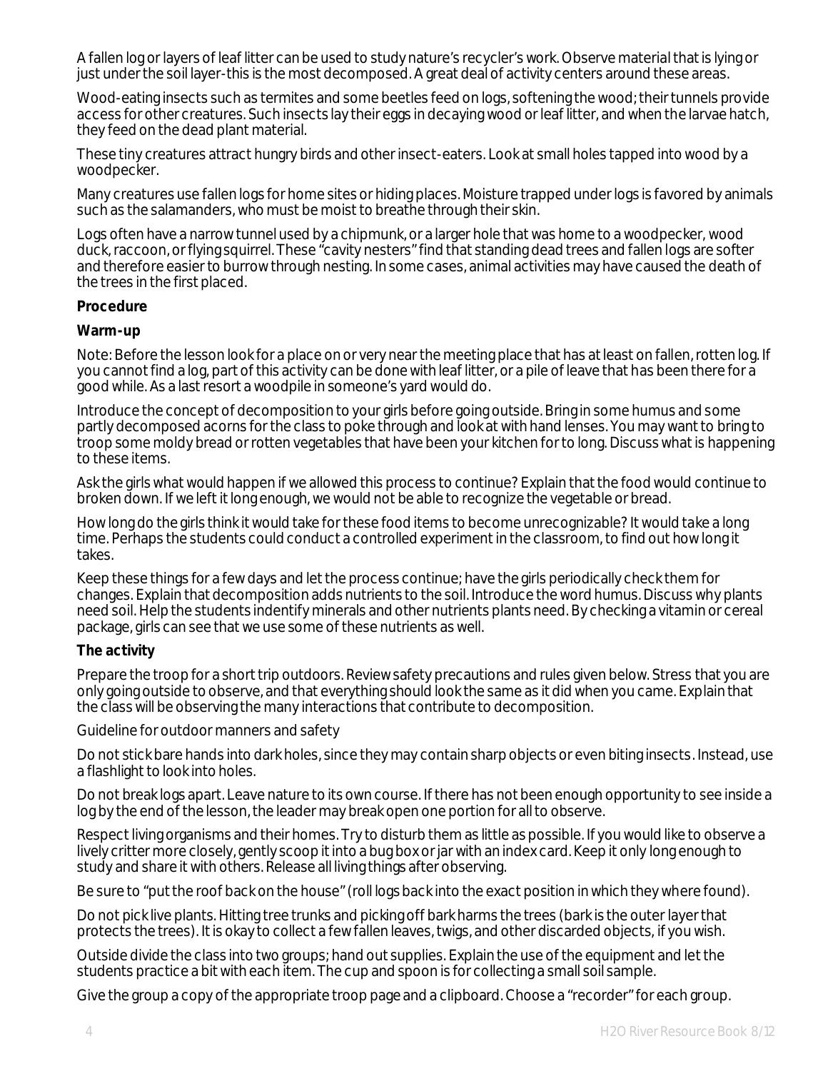A fallen log or layers of leaf litter can be used to study nature's recycler's work. Observe material that is lying or just under the soil layer-this is the most decomposed. A great deal of activity centers around these areas.

Wood-eating insects such as termites and some beetles feed on logs, softening the wood; their tunnels provide access for other creatures. Such insects lay their eggs in decaying wood or leaf litter, and when the larvae hatch, they feed on the dead plant material.

These tiny creatures attract hungry birds and other insect-eaters. Look at small holes tapped into wood by a woodpecker.

Many creatures use fallen logs for home sites or hiding places. Moisture trapped under logs is favored by animals such as the salamanders, who must be moist to breathe through their skin.

Logs often have a narrow tunnel used by a chipmunk, or a larger hole that was home to a woodpecker, wood duck, raccoon, or flying squirrel. These "cavity nesters" find that standing dead trees and fallen logs are softer and therefore easier to burrow through nesting. In some cases, animal activities may have caused the death of the trees in the first placed.

**Procedure**

**Warm-up**

Note: Before the lesson look for a place on or very near the meeting place that has at least on fallen, rotten log. If you cannot find a log, part of this activity can be done with leaf litter, or a pile of leave that has been there for a good while. As a last resort a woodpile in someone's yard would do.

Introduce the concept of decomposition to your girls before going outside. Bring in some humus and some partly decomposed acorns for the class to poke through and look at with hand lenses. You may want to bring to troop some moldy bread or rotten vegetables that have been your kitchen for to long. Discuss what is happening to these items.

Ask the girls what would happen if we allowed this process to continue? Explain that the food would continue to broken down. If we left it long enough, we would not be able to recognize the vegetable or bread.

How long do the girls think it would take for these food items to become unrecognizable? It would take a long time. Perhaps the students could conduct a controlled experiment in the classroom, to find out how long it takes.

Keep these things for a few days and let the process continue; have the girls periodically check them for changes. Explain that decomposition adds nutrients to the soil. Introduce the word humus. Discuss why plants need soil. Help the students indentify minerals and other nutrients plants need. By checking a vitamin or cereal package, girls can see that we use some of these nutrients as well.

**The activity**

Prepare the troop for a short trip outdoors. Review safety precautions and rules given below. Stress that you are only going outside to observe, and that everything should look the same as it did when you came. Explain that the class will be observing the many interactions that contribute to decomposition.

Guideline for outdoor manners and safety

Do not stick bare hands into dark holes, since they may contain sharp objects or even biting insects. Instead, use a flashlight to look into holes.

Do not break logs apart. Leave nature to its own course. If there has not been enough opportunity to see inside a log by the end of the lesson, the leader may break open one portion for all to observe.

Respect living organisms and their homes. Try to disturb them as little as possible. If you would like to observe a lively critter more closely, gently scoop it into a bug box or jar with an index card. Keep it only long enough to study and share it with others. Release all living things after observing.

Be sure to "put the roof back on the house" (roll logs back into the exact position in which they where found).

Do not pick live plants. Hitting tree trunks and picking off bark harms the trees (bark is the outer layer that protects the trees). It is okay to collect a few fallen leaves, twigs, and other discarded objects, if you wish.

Outside divide the class into two groups; hand out supplies. Explain the use of the equipment and let the students practice a bit with each item. The cup and spoon is for collecting a small soil sample.

Give the group a copy of the appropriate troop page and a clipboard. Choose a "recorder" for each group.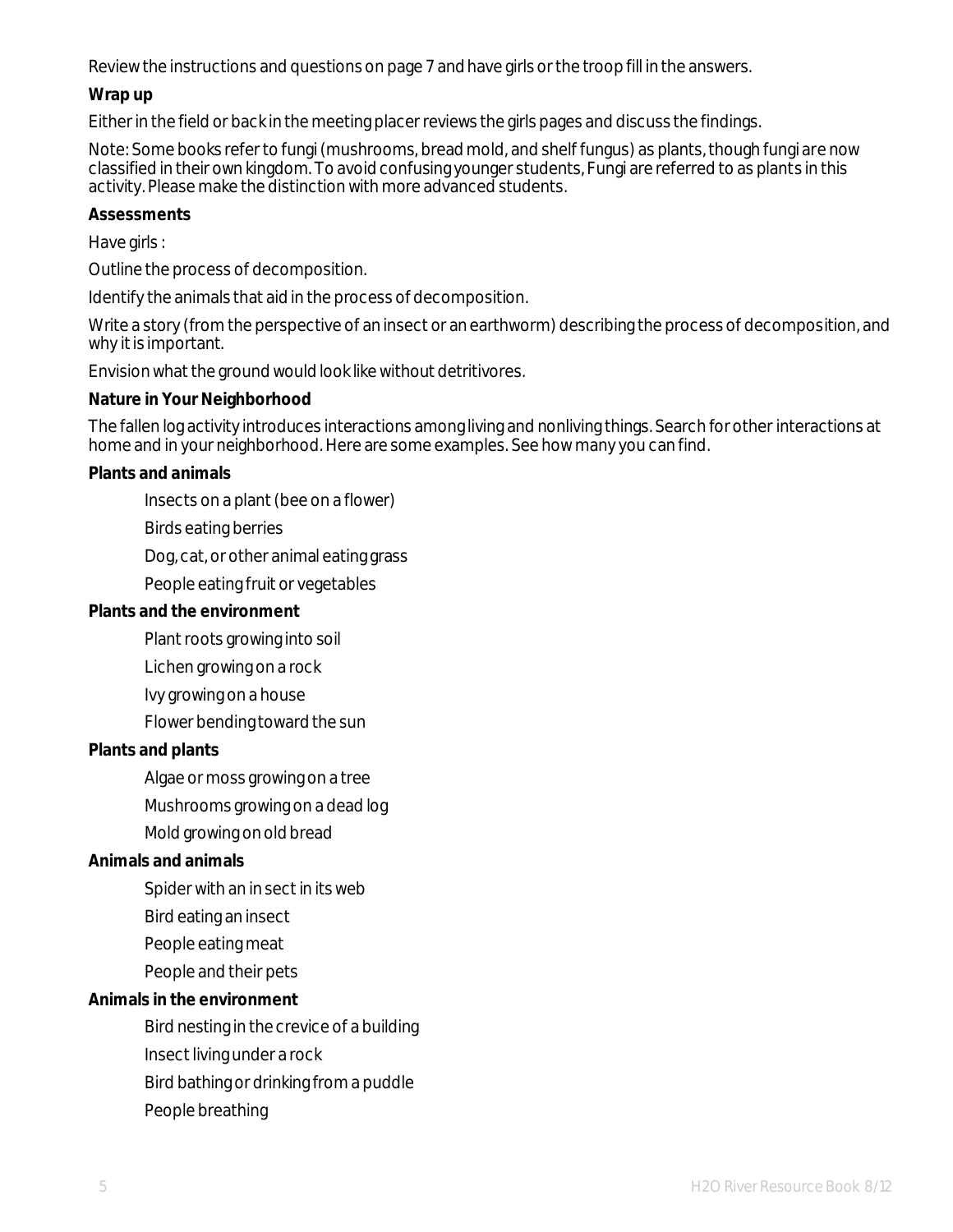Review the instructions and questions on page 7 and have girls or the troop fill in the answers.

**Wrap up**

Either in the field or back in the meeting placer reviews the girls pages and discuss the findings.

Note: Some books refer to fungi (mushrooms, bread mold, and shelf fungus) as plants, though fungi are now classified in their own kingdom. To avoid confusing younger students, Fungi are referred to as plants in this activity. Please make the distinction with more advanced students.

**Assessments**

Have girls :

Outline the process of decomposition.

Identify the animals that aid in the process of decomposition.

Write a story (from the perspective of an insect or an earthworm) describing the process of decomposition, and why it is important.

Envision what the ground would look like without detritivores.

**Nature in Your Neighborhood**

The fallen log activity introduces interactions among living and nonliving things. Search for other interactions at home and in your neighborhood. Here are some examples. See how many you can find.

**Plants and animals**

- Insects on a plant (bee on a flower)
- Birds eating berries
- Dog, cat, or other animal eating grass
- People eating fruit or vegetables

**Plants and the environment**

- Plant roots growing into soil
- Lichen growing on a rock
- Ivy growing on a house
- Flower bending toward the sun

**Plants and plants**

- Algae or moss growing on a tree
- Mushrooms growing on a dead log
- Mold growing on old bread

**Animals and animals**

- Spider with an in sect in its web
- Bird eating an insect
- People eating meat
- People and their pets

**Animals in the environment**

- Bird nesting in the crevice of a building
- Insect living under a rock
- Bird bathing or drinking from a puddle
- People breathing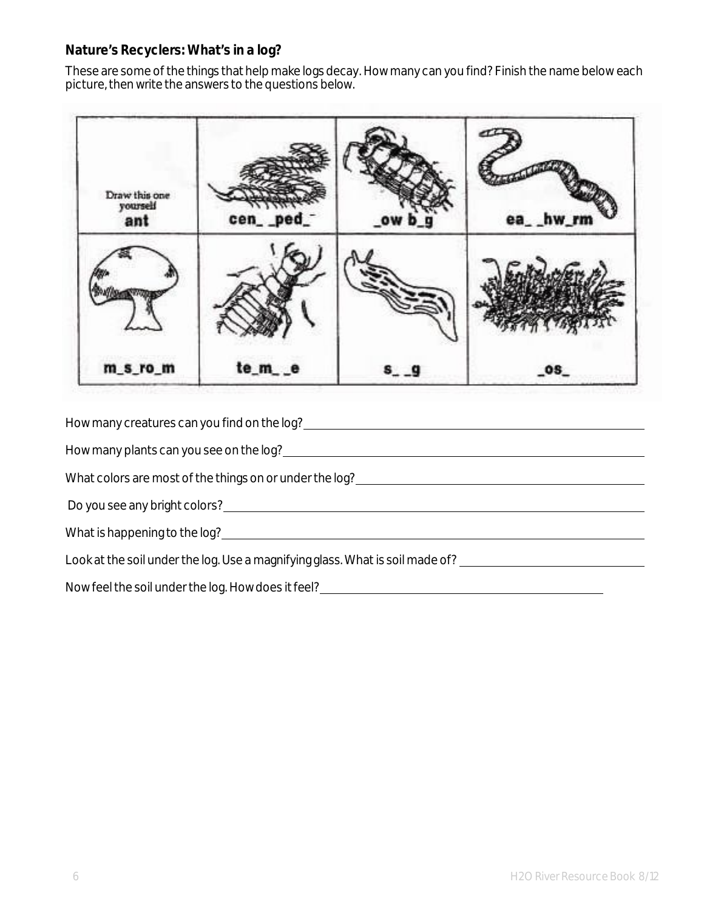**Nature's Recyclers: What's in a log?**

These are some of the things that help make logs decay. How many can you find? Finish the name below each picture, then write the answers to the questions below.

| Draw this one yourself ant | cen_ _ped_ | _ow b_g | ea_ _hw_rm |
|---|---|---|---|
| m_s_ro_m | te_m_ _e | s_ _g | _os_ |

How many creatures can you find on the log? ______________________

How many plants can you see on the log? ______________________

What colors are most of the things on or under the log? ______________________

Do you see any bright colors? ______________________

What is happening to the log? ______________________

Look at the soil under the log. Use a magnifying glass. What is soil made of? ______________________

Now feel the soil under the log. How does it feel? ______________________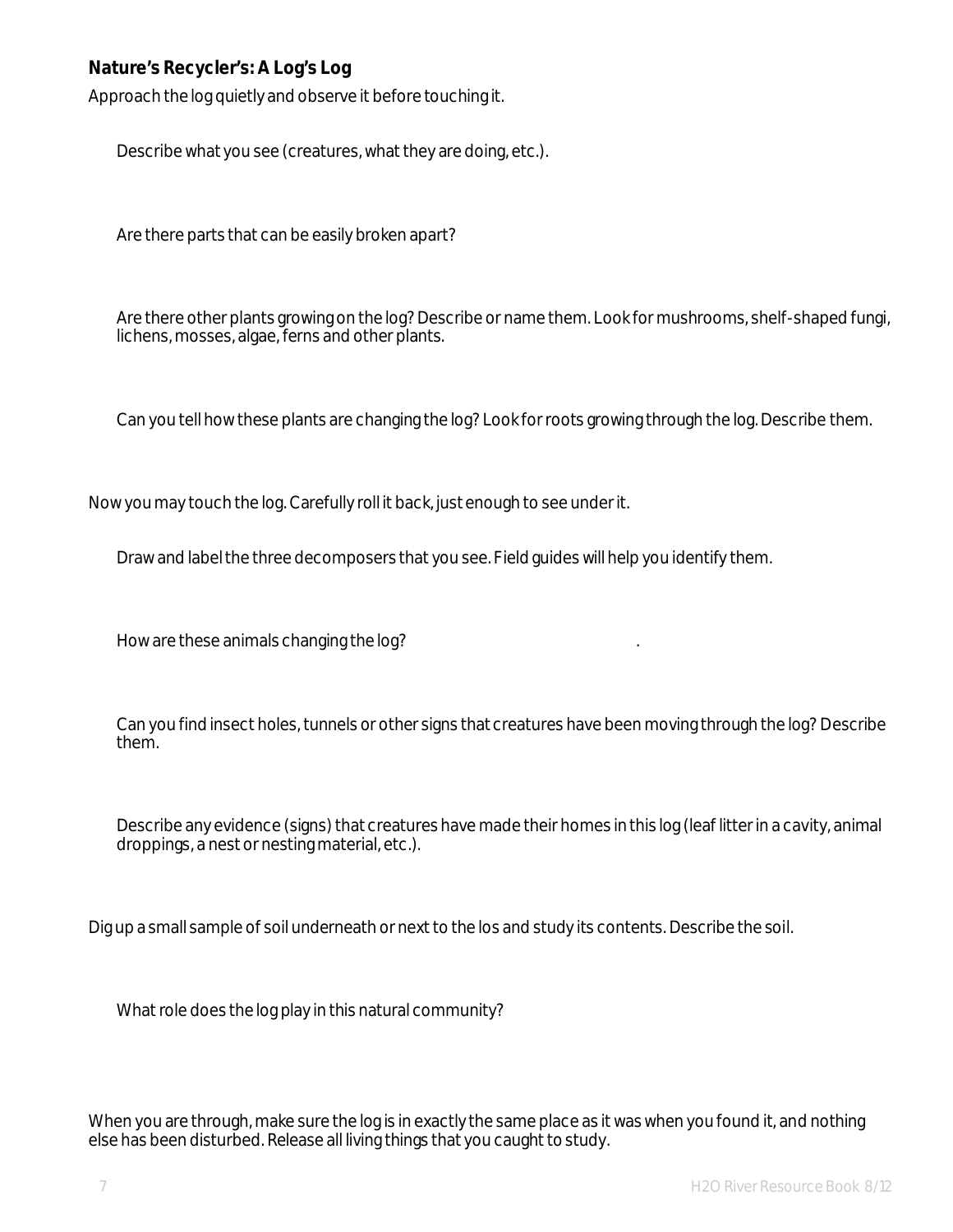**Nature's Recycler's: A Log's Log**

Approach the log quietly and observe it before touching it.

Describe what you see (creatures, what they are doing, etc.).

Are there parts that can be easily broken apart?

Are there other plants growing on the log? Describe or name them. Look for mushrooms, shelf-shaped fungi, lichens, mosses, algae, ferns and other plants.

Can you tell how these plants are changing the log? Look for roots growing through the log. Describe them.

Now you may touch the log. Carefully roll it back, just enough to see under it.

Draw and label the three decomposers that you see. Field guides will help you identify them.

How are these animals changing the log? .

Can you find insect holes, tunnels or other signs that creatures have been moving through the log? Describe them.

Describe any evidence (signs) that creatures have made their homes in this log (leaf litter in a cavity, animal droppings, a nest or nesting material, etc.).

Dig up a small sample of soil underneath or next to the los and study its contents. Describe the soil.

What role does the log play in this natural community?

When you are through, make sure the log is in exactly the same place as it was when you found it, and nothing else has been disturbed. Release all living things that you caught to study.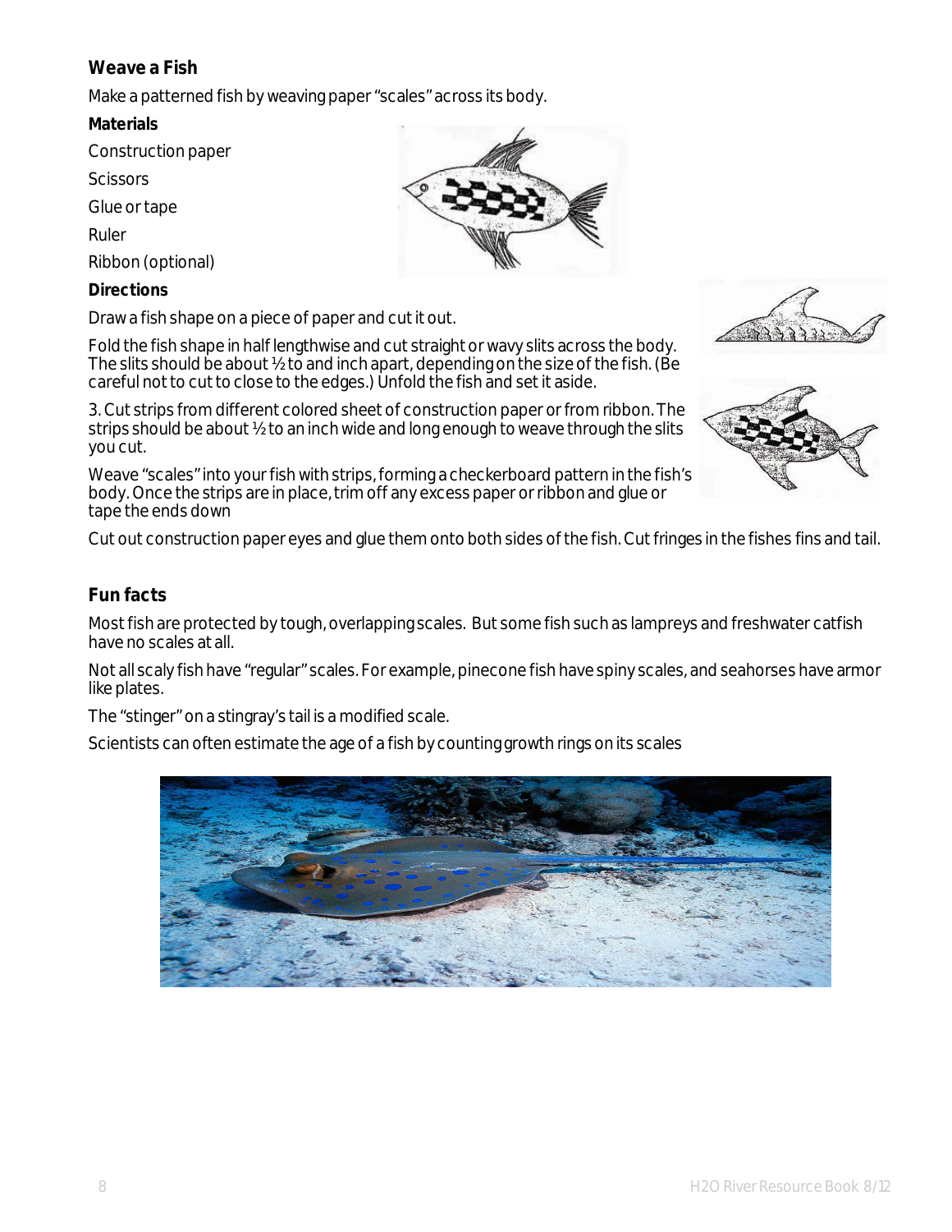## Weave a Fish

Make a patterned fish by weaving paper "scales" across its body.

**Materials**

Construction paper

Scissors

Glue or tape

Ruler

Ribbon (optional)

**Directions**

Draw a fish shape on a piece of paper and cut it out.

Fold the fish shape in half lengthwise and cut straight or wavy slits across the body. The slits should be about ½ to and inch apart, depending on the size of the fish. (Be careful not to cut to close to the edges.) Unfold the fish and set it aside.

3. Cut strips from different colored sheet of construction paper or from ribbon. The strips should be about ½ to an inch wide and long enough to weave through the slits you cut.

Weave "scales" into your fish with strips, forming a checkerboard pattern in the fish's body. Once the strips are in place, trim off any excess paper or ribbon and glue or tape the ends down

Cut out construction paper eyes and glue them onto both sides of the fish. Cut fringes in the fishes fins and tail.

## Fun facts

Most fish are protected by tough, overlapping scales. But some fish such as lampreys and freshwater catfish have no scales at all.

Not all scaly fish have "regular" scales. For example, pinecone fish have spiny scales, and seahorses have armor like plates.

The "stinger" on a stingray's tail is a modified scale.

Scientists can often estimate the age of a fish by counting growth rings on its scales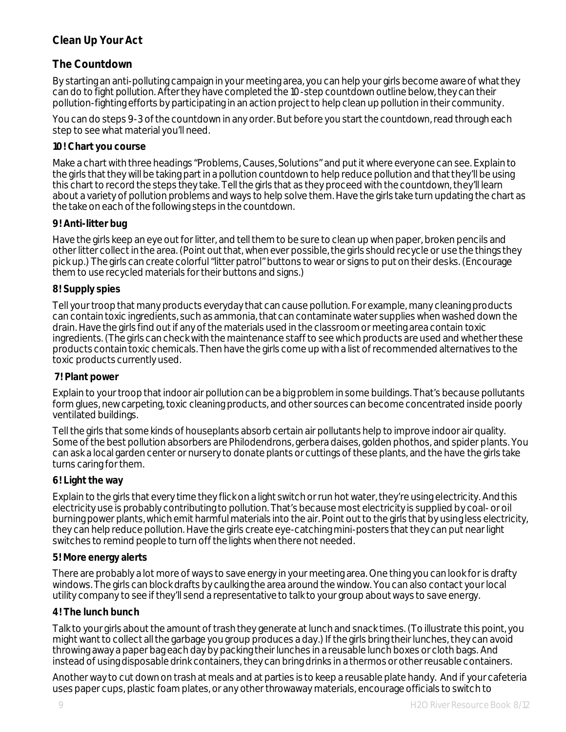## Clean Up Your Act

## The Countdown

By starting an anti-polluting campaign in your meeting area, you can help your girls become aware of what they can do to fight pollution. After they have completed the 10-step countdown outline below, they can their pollution-fighting efforts by participating in an action project to help clean up pollution in their community.

You can do steps 9-3 of the countdown in any order. But before you start the countdown, read through each step to see what material you'll need.

**10! Chart you course**

Make a chart with three headings "Problems, Causes, Solutions" and put it where everyone can see. Explain to the girls that they will be taking part in a pollution countdown to help reduce pollution and that they'll be using this chart to record the steps they take. Tell the girls that as they proceed with the countdown, they'll learn about a variety of pollution problems and ways to help solve them. Have the girls take turn updating the chart as the take on each of the following steps in the countdown.

**9! Anti-litter bug**

Have the girls keep an eye out for litter, and tell them to be sure to clean up when paper, broken pencils and other litter collect in the area. (Point out that, when ever possible, the girls should recycle or use the things they pick up.) The girls can create colorful "litter patrol" buttons to wear or signs to put on their desks. (Encourage them to use recycled materials for their buttons and signs.)

**8! Supply spies**

Tell your troop that many products everyday that can cause pollution. For example, many cleaning products can contain toxic ingredients, such as ammonia, that can contaminate water supplies when washed down the drain. Have the girls find out if any of the materials used in the classroom or meeting area contain toxic ingredients. (The girls can check with the maintenance staff to see which products are used and whether these products contain toxic chemicals. Then have the girls come up with a list of recommended alternatives to the toxic products currently used.

**7! Plant power**

Explain to your troop that indoor air pollution can be a big problem in some buildings. That's because pollutants form glues, new carpeting, toxic cleaning products, and other sources can become concentrated inside poorly ventilated buildings.

Tell the girls that some kinds of houseplants absorb certain air pollutants help to improve indoor air quality. Some of the best pollution absorbers are Philodendrons, gerbera daises, golden phothos, and spider plants. You can ask a local garden center or nursery to donate plants or cuttings of these plants, and the have the girls take turns caring for them.

**6! Light the way**

Explain to the girls that every time they flick on a light switch or run hot water, they're using electricity. And this electricity use is probably contributing to pollution. That's because most electricity is supplied by coal- or oil burning power plants, which emit harmful materials into the air. Point out to the girls that by using less electricity, they can help reduce pollution. Have the girls create eye-catching mini-posters that they can put near light switches to remind people to turn off the lights when there not needed.

**5! More energy alerts**

There are probably a lot more of ways to save energy in your meeting area. One thing you can look for is drafty windows. The girls can block drafts by caulking the area around the window. You can also contact your local utility company to see if they'll send a representative to talk to your group about ways to save energy.

**4! The lunch bunch**

Talk to your girls about the amount of trash they generate at lunch and snack times. (To illustrate this point, you might want to collect all the garbage you group produces a day.) If the girls bring their lunches, they can avoid throwing away a paper bag each day by packing their lunches in a reusable lunch boxes or cloth bags. And instead of using disposable drink containers, they can bring drinks in a thermos or other reusable containers.

Another way to cut down on trash at meals and at parties is to keep a reusable plate handy. And if your cafeteria uses paper cups, plastic foam plates, or any other throwaway materials, encourage officials to switch to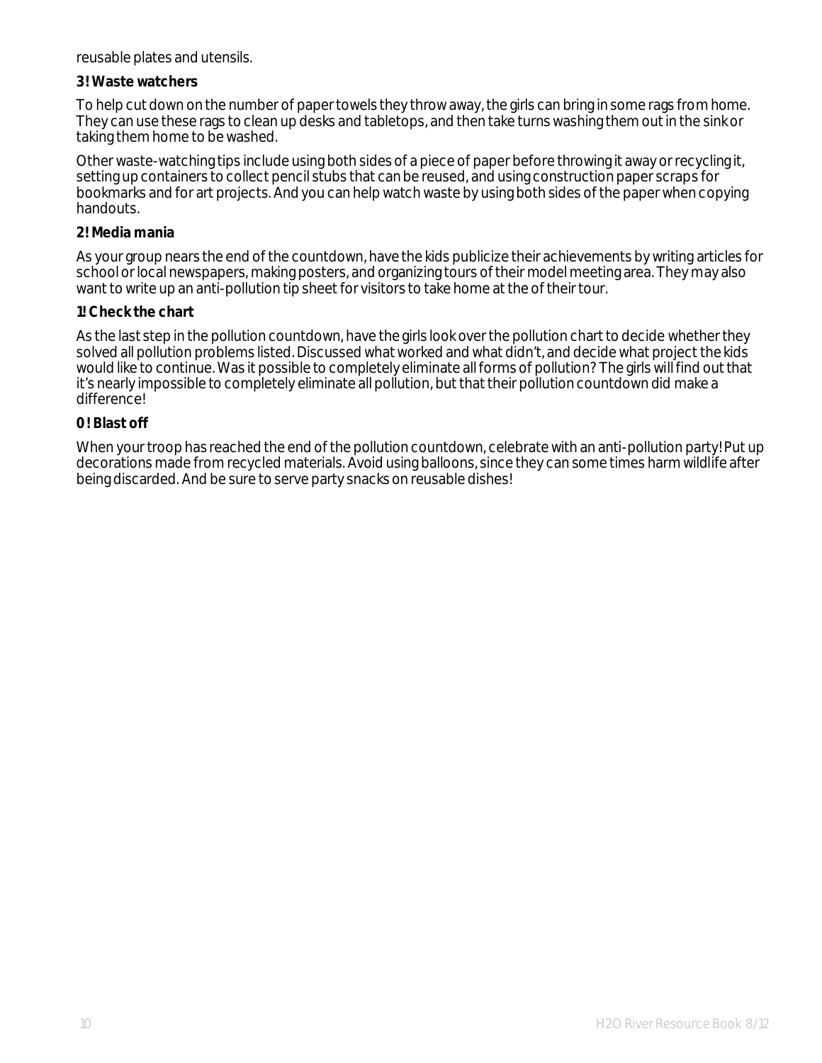reusable plates and utensils.

**3! Waste watchers**

To help cut down on the number of paper towels they throw away, the girls can bring in some rags from home. They can use these rags to clean up desks and tabletops, and then take turns washing them out in the sink or taking them home to be washed.

Other waste-watching tips include using both sides of a piece of paper before throwing it away or recycling it, setting up containers to collect pencil stubs that can be reused, and using construction paper scraps for bookmarks and for art projects. And you can help watch waste by using both sides of the paper when copying handouts.

**2! Media mania**

As your group nears the end of the countdown, have the kids publicize their achievements by writing articles for school or local newspapers, making posters, and organizing tours of their model meeting area. They may also want to write up an anti-pollution tip sheet for visitors to take home at the of their tour.

**1! Check the chart**

As the last step in the pollution countdown, have the girls look over the pollution chart to decide whether they solved all pollution problems listed. Discussed what worked and what didn't, and decide what project the kids would like to continue. Was it possible to completely eliminate all forms of pollution? The girls will find out that it's nearly impossible to completely eliminate all pollution, but that their pollution countdown did make a difference!

**0! Blast off**

When your troop has reached the end of the pollution countdown, celebrate with an anti-pollution party! Put up decorations made from recycled materials. Avoid using balloons, since they can some times harm wildlife after being discarded. And be sure to serve party snacks on reusable dishes!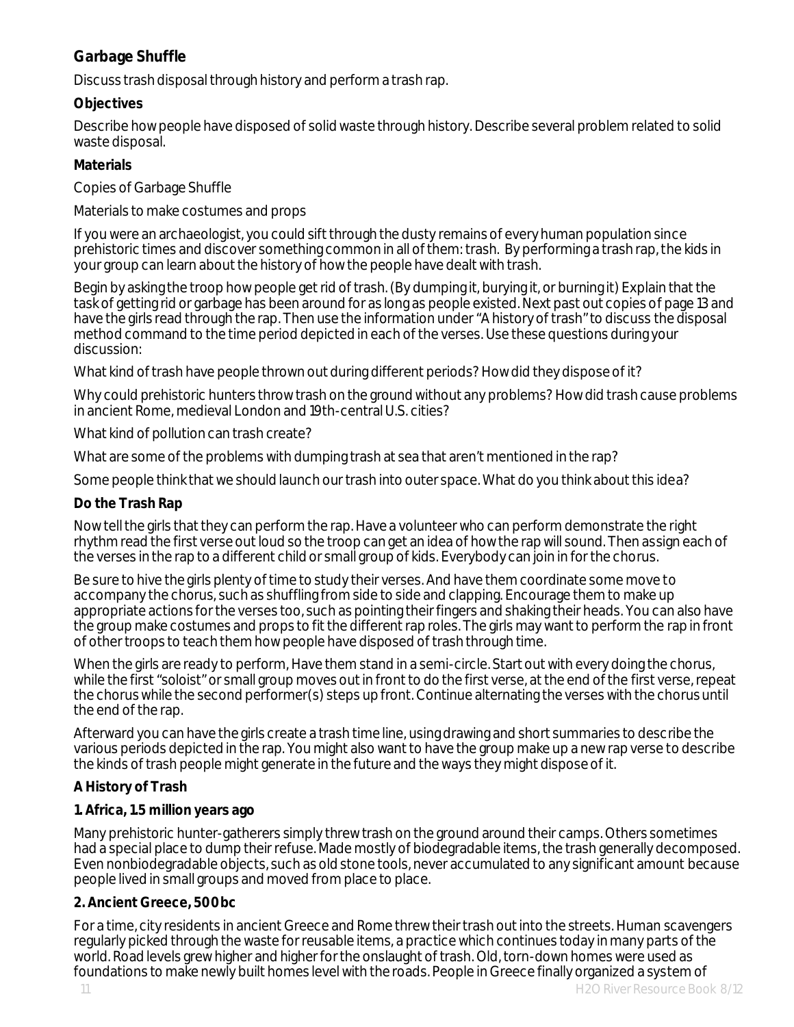## Garbage Shuffle

Discuss trash disposal through history and perform a trash rap.

**Objectives**

Describe how people have disposed of solid waste through history. Describe several problem related to solid waste disposal.

**Materials**

Copies of Garbage Shuffle

Materials to make costumes and props

If you were an archaeologist, you could sift through the dusty remains of every human population since prehistoric times and discover something common in all of them: trash. By performing a trash rap, the kids in your group can learn about the history of how the people have dealt with trash.

Begin by asking the troop how people get rid of trash. (By dumping it, burying it, or burning it) Explain that the task of getting rid or garbage has been around for as long as people existed. Next past out copies of page 13 and have the girls read through the rap. Then use the information under "A history of trash" to discuss the disposal method command to the time period depicted in each of the verses. Use these questions during your discussion:

What kind of trash have people thrown out during different periods? How did they dispose of it?

Why could prehistoric hunters throw trash on the ground without any problems? How did trash cause problems in ancient Rome, medieval London and 19th-central U.S. cities?

What kind of pollution can trash create?

What are some of the problems with dumping trash at sea that aren't mentioned in the rap?

Some people think that we should launch our trash into outer space. What do you think about this idea?

**Do the Trash Rap**

Now tell the girls that they can perform the rap. Have a volunteer who can perform demonstrate the right rhythm read the first verse out loud so the troop can get an idea of how the rap will sound. Then assign each of the verses in the rap to a different child or small group of kids. Everybody can join in for the chorus.

Be sure to hive the girls plenty of time to study their verses. And have them coordinate some move to accompany the chorus, such as shuffling from side to side and clapping. Encourage them to make up appropriate actions for the verses too, such as pointing their fingers and shaking their heads. You can also have the group make costumes and props to fit the different rap roles. The girls may want to perform the rap in front of other troops to teach them how people have disposed of trash through time.

When the girls are ready to perform, Have them stand in a semi-circle. Start out with every doing the chorus, while the first "soloist" or small group moves out in front to do the first verse, at the end of the first verse, repeat the chorus while the second performer(s) steps up front. Continue alternating the verses with the chorus until the end of the rap.

Afterward you can have the girls create a trash time line, using drawing and short summaries to describe the various periods depicted in the rap. You might also want to have the group make up a new rap verse to describe the kinds of trash people might generate in the future and the ways they might dispose of it.

**A History of Trash**

**1. Africa, 1.5 million years ago**

Many prehistoric hunter-gatherers simply threw trash on the ground around their camps. Others sometimes had a special place to dump their refuse. Made mostly of biodegradable items, the trash generally decomposed. Even nonbiodegradable objects, such as old stone tools, never accumulated to any significant amount because people lived in small groups and moved from place to place.

**2. Ancient Greece, 500 bc**

For a time, city residents in ancient Greece and Rome threw their trash out into the streets. Human scavengers regularly picked through the waste for reusable items, a practice which continues today in many parts of the world. Road levels grew higher and higher for the onslaught of trash. Old, torn-down homes were used as foundations to make newly built homes level with the roads. People in Greece finally organized a system of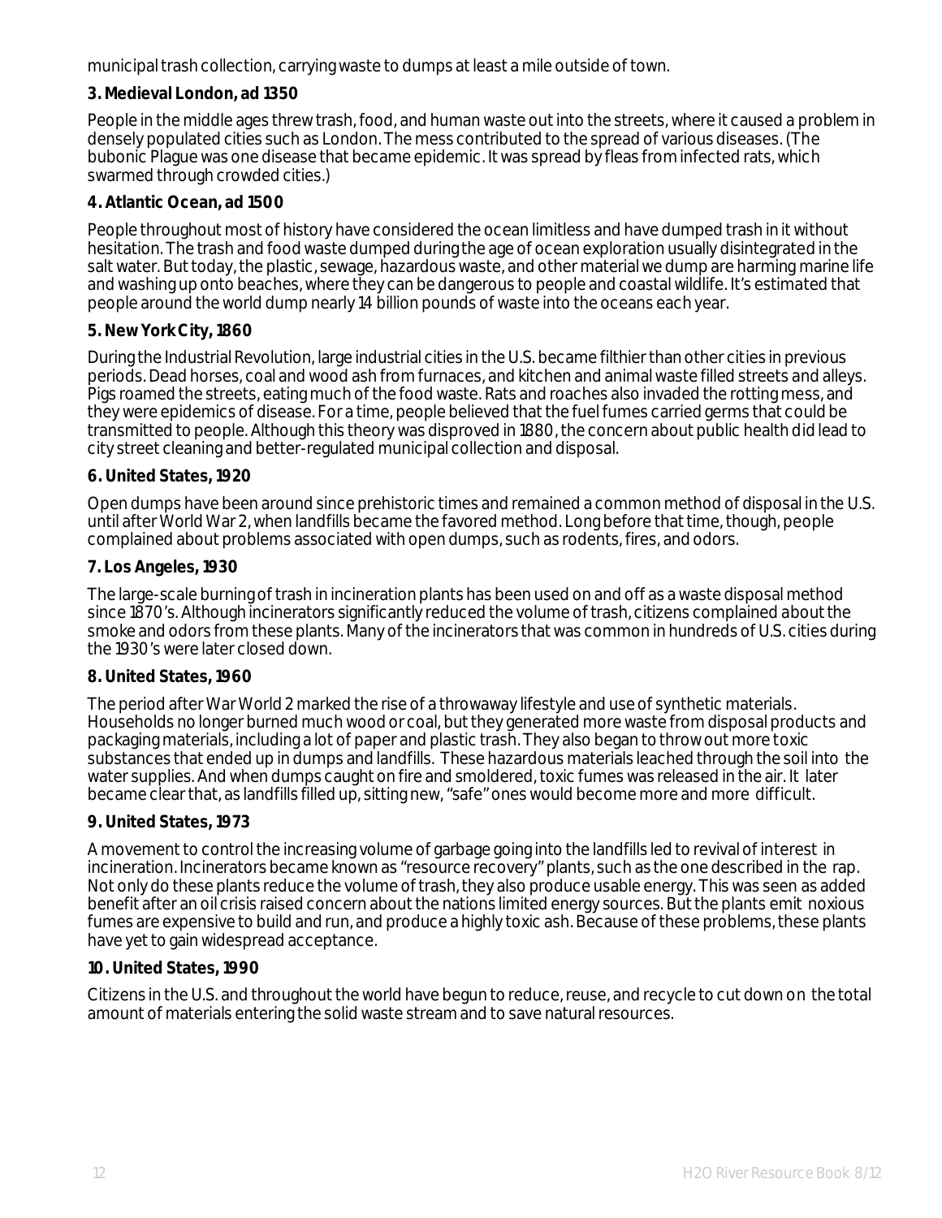municipal trash collection, carrying waste to dumps at least a mile outside of town.

**3. Medieval London, ad 1350**

People in the middle ages threw trash, food, and human waste out into the streets, where it caused a problem in densely populated cities such as London. The mess contributed to the spread of various diseases. (The bubonic Plague was one disease that became epidemic. It was spread by fleas from infected rats, which swarmed through crowded cities.)

**4. Atlantic Ocean, ad 1500**

People throughout most of history have considered the ocean limitless and have dumped trash in it without hesitation. The trash and food waste dumped during the age of ocean exploration usually disintegrated in the salt water. But today, the plastic, sewage, hazardous waste, and other material we dump are harming marine life and washing up onto beaches, where they can be dangerous to people and coastal wildlife. It's estimated that people around the world dump nearly 14 billion pounds of waste into the oceans each year.

**5. New York City, 1860**

During the Industrial Revolution, large industrial cities in the U.S. became filthier than other cities in previous periods. Dead horses, coal and wood ash from furnaces, and kitchen and animal waste filled streets and alleys. Pigs roamed the streets, eating much of the food waste. Rats and roaches also invaded the rotting mess, and they were epidemics of disease. For a time, people believed that the fuel fumes carried germs that could be transmitted to people. Although this theory was disproved in 1880, the concern about public health did lead to city street cleaning and better-regulated municipal collection and disposal.

**6. United States, 1920**

Open dumps have been around since prehistoric times and remained a common method of disposal in the U.S. until after World War 2, when landfills became the favored method. Long before that time, though, people complained about problems associated with open dumps, such as rodents, fires, and odors.

**7. Los Angeles, 1930**

The large-scale burning of trash in incineration plants has been used on and off as a waste disposal method since 1870's. Although incinerators significantly reduced the volume of trash, citizens complained about the smoke and odors from these plants. Many of the incinerators that was common in hundreds of U.S. cities during the 1930's were later closed down.

**8. United States, 1960**

The period after War World 2 marked the rise of a throwaway lifestyle and use of synthetic materials. Households no longer burned much wood or coal, but they generated more waste from disposal products and packaging materials, including a lot of paper and plastic trash. They also began to throw out more toxic substances that ended up in dumps and landfills. These hazardous materials leached through the soil into the water supplies. And when dumps caught on fire and smoldered, toxic fumes was released in the air. It later became clear that, as landfills filled up, sitting new, "safe" ones would become more and more difficult.

**9. United States, 1973**

A movement to control the increasing volume of garbage going into the landfills led to revival of interest in incineration. Incinerators became known as "resource recovery" plants, such as the one described in the rap. Not only do these plants reduce the volume of trash, they also produce usable energy. This was seen as added benefit after an oil crisis raised concern about the nations limited energy sources. But the plants emit noxious fumes are expensive to build and run, and produce a highly toxic ash. Because of these problems, these plants have yet to gain widespread acceptance.

**10. United States, 1990**

Citizens in the U.S. and throughout the world have begun to reduce, reuse, and recycle to cut down on the total amount of materials entering the solid waste stream and to save natural resources.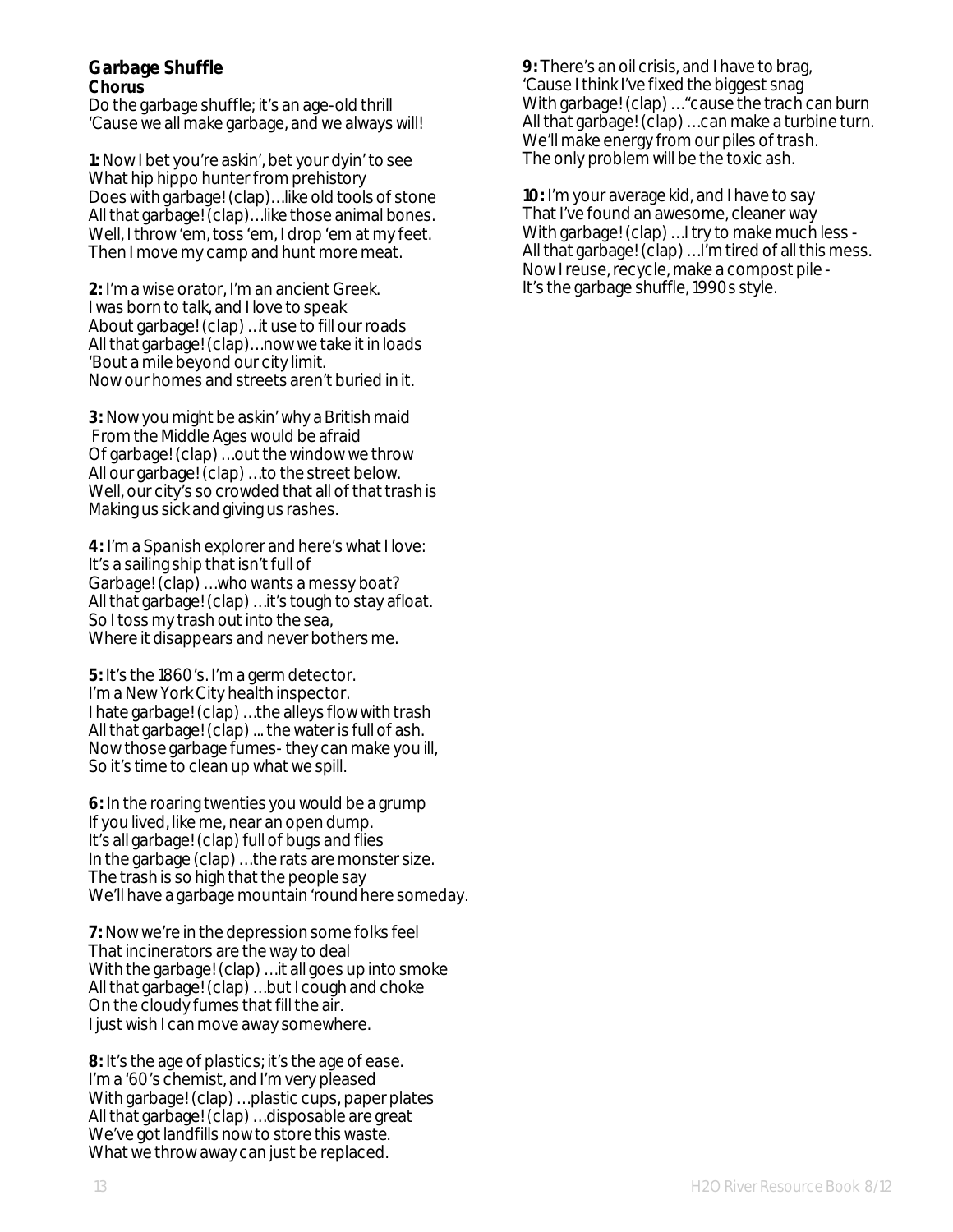## Garbage Shuffle

**Chorus**

Do the garbage shuffle; it's an age-old thrill
'Cause we all make garbage, and we always will!

**1:** Now I bet you're askin', bet your dyin' to see
What hip hippo hunter from prehistory
Does with garbage! (clap)…like old tools of stone
All that garbage! (clap)…like those animal bones.
Well, I throw 'em, toss 'em, I drop 'em at my feet.
Then I move my camp and hunt more meat.

**2:** I'm a wise orator, I'm an ancient Greek.
I was born to talk, and I love to speak
About garbage! (clap) ..it use to fill our roads
All that garbage! (clap)…now we take it in loads
'Bout a mile beyond our city limit.
Now our homes and streets aren't buried in it.

**3:** Now you might be askin' why a British maid
From the Middle Ages would be afraid
Of garbage! (clap) …out the window we throw
All our garbage! (clap) …to the street below.
Well, our city's so crowded that all of that trash is
Making us sick and giving us rashes.

**4:** I'm a Spanish explorer and here's what I love:
It's a sailing ship that isn't full of
Garbage! (clap) …who wants a messy boat?
All that garbage! (clap) …it's tough to stay afloat.
So I toss my trash out into the sea,
Where it disappears and never bothers me.

**5:** It's the 1860's. I'm a germ detector.
I'm a New York City health inspector.
I hate garbage! (clap) …the alleys flow with trash
All that garbage! (clap) ... the water is full of ash.
Now those garbage fumes- they can make you ill,
So it's time to clean up what we spill.

**6:** In the roaring twenties you would be a grump
If you lived, like me, near an open dump.
It's all garbage! (clap) full of bugs and flies
In the garbage (clap) …the rats are monster size.
The trash is so high that the people say
We'll have a garbage mountain 'round here someday.

**7:** Now we're in the depression some folks feel
That incinerators are the way to deal
With the garbage! (clap) …it all goes up into smoke
All that garbage! (clap) …but I cough and choke
On the cloudy fumes that fill the air.
I just wish I can move away somewhere.

**8:** It's the age of plastics; it's the age of ease.
I'm a '60's chemist, and I'm very pleased
With garbage! (clap) …plastic cups, paper plates
All that garbage! (clap) …disposable are great
We've got landfills now to store this waste.
What we throw away can just be replaced.

**9:** There's an oil crisis, and I have to brag,
'Cause I think I've fixed the biggest snag
With garbage! (clap) …"cause the trach can burn
All that garbage! (clap) …can make a turbine turn.
We'll make energy from our piles of trash.
The only problem will be the toxic ash.

**10:** I'm your average kid, and I have to say
That I've found an awesome, cleaner way
With garbage! (clap) …I try to make much less -
All that garbage! (clap) …I'm tired of all this mess.
Now I reuse, recycle, make a compost pile -
It's the garbage shuffle, 1990s style.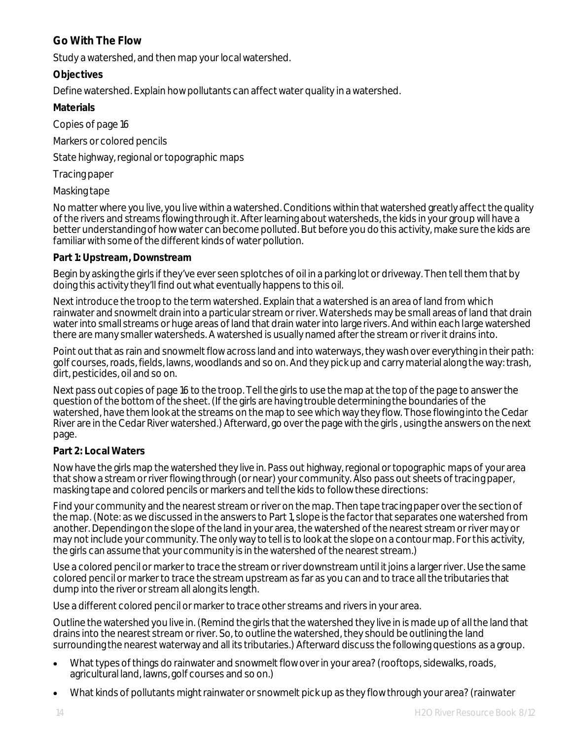## Go With The Flow

Study a watershed, and then map your local watershed.

### Objectives

Define watershed. Explain how pollutants can affect water quality in a watershed.

### Materials

Copies of page 16

Markers or colored pencils

State highway, regional or topographic maps

Tracing paper

Masking tape

No matter where you live, you live within a watershed. Conditions within that watershed greatly affect the quality of the rivers and streams flowing through it. After learning about watersheds, the kids in your group will have a better understanding of how water can become polluted. But before you do this activity, make sure the kids are familiar with some of the different kinds of water pollution.

### Part 1: Upstream, Downstream

Begin by asking the girls if they've ever seen splotches of oil in a parking lot or driveway. Then tell them that by doing this activity they'll find out what eventually happens to this oil.

Next introduce the troop to the term watershed. Explain that a watershed is an area of land from which rainwater and snowmelt drain into a particular stream or river. Watersheds may be small areas of land that drain water into small streams or huge areas of land that drain water into large rivers. And within each large watershed there are many smaller watersheds. A watershed is usually named after the stream or river it drains into.

Point out that as rain and snowmelt flow across land and into waterways, they wash over everything in their path: golf courses, roads, fields, lawns, woodlands and so on. And they pick up and carry material along the way: trash, dirt, pesticides, oil and so on.

Next pass out copies of page 16 to the troop. Tell the girls to use the map at the top of the page to answer the question of the bottom of the sheet. (If the girls are having trouble determining the boundaries of the watershed, have them look at the streams on the map to see which way they flow. Those flowing into the Cedar River are in the Cedar River watershed.) Afterward, go over the page with the girls , using the answers on the next page.

### Part 2: Local Waters

Now have the girls map the watershed they live in. Pass out highway, regional or topographic maps of your area that show a stream or river flowing through (or near) your community. Also pass out sheets of tracing paper, masking tape and colored pencils or markers and tell the kids to follow these directions:

Find your community and the nearest stream or river on the map. Then tape tracing paper over the section of the map. (Note: as we discussed in the answers to Part 1, slope is the factor that separates one watershed from another. Depending on the slope of the land in your area, the watershed of the nearest stream or river may or may not include your community. The only way to tell is to look at the slope on a contour map. For this activity, the girls can assume that your community is in the watershed of the nearest stream.)

Use a colored pencil or marker to trace the stream or river downstream until it joins a larger river. Use the same colored pencil or marker to trace the stream upstream as far as you can and to trace all the tributaries that dump into the river or stream all along its length.

Use a different colored pencil or marker to trace other streams and rivers in your area.

Outline the watershed you live in. (Remind the girls that the watershed they live in is made up of all the land that drains into the nearest stream or river. So, to outline the watershed, they should be outlining the land surrounding the nearest waterway and all its tributaries.) Afterward discuss the following questions as a group.

- What types of things do rainwater and snowmelt flow over in your area? (rooftops, sidewalks, roads, agricultural land, lawns, golf courses and so on.)
- What kinds of pollutants might rainwater or snowmelt pick up as they flow through your area? (rainwater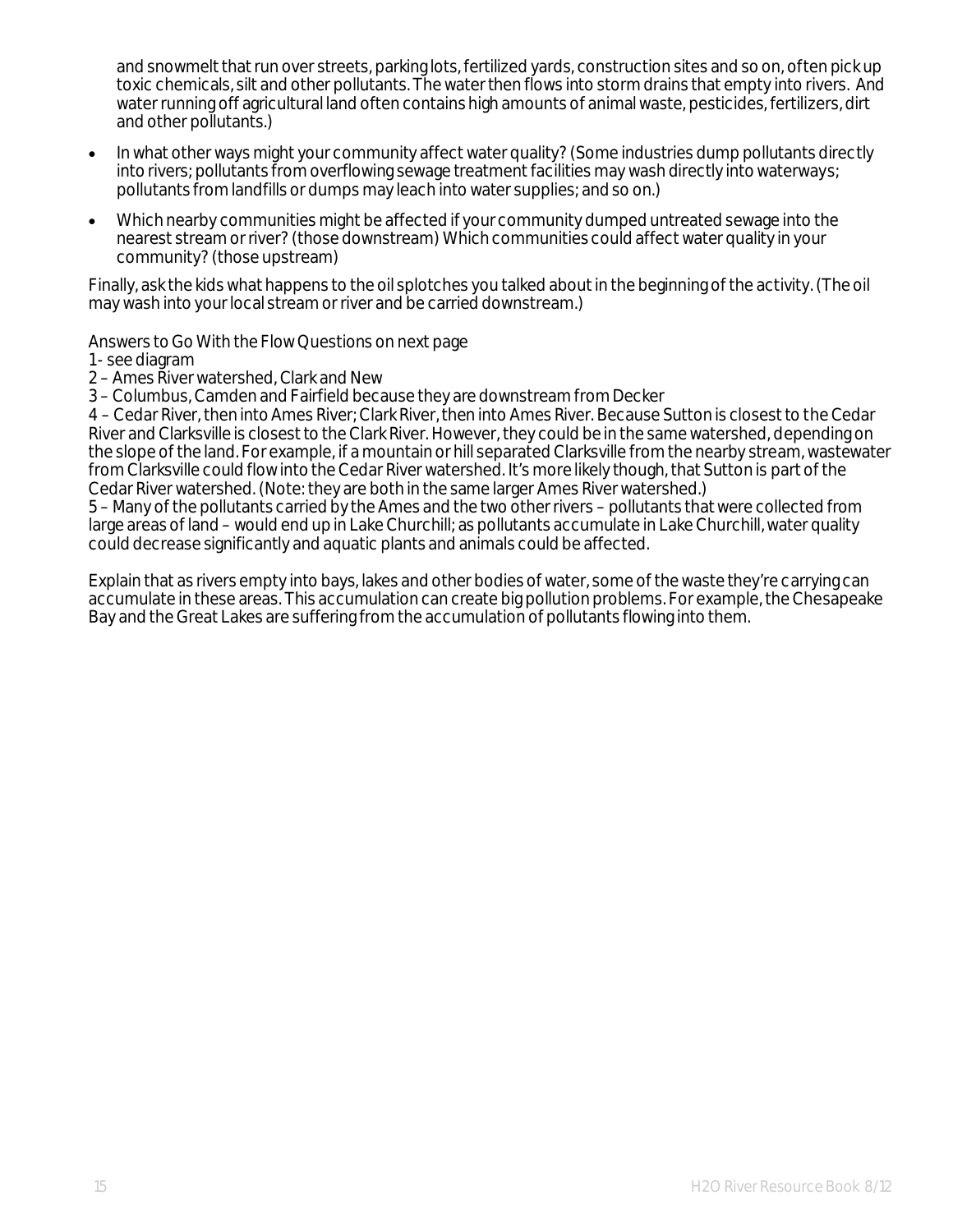and snowmelt that run over streets, parking lots, fertilized yards, construction sites and so on, often pick up toxic chemicals, silt and other pollutants. The water then flows into storm drains that empty into rivers. And water running off agricultural land often contains high amounts of animal waste, pesticides, fertilizers, dirt and other pollutants.)

- In what other ways might your community affect water quality? (Some industries dump pollutants directly into rivers; pollutants from overflowing sewage treatment facilities may wash directly into waterways; pollutants from landfills or dumps may leach into water supplies; and so on.)
- Which nearby communities might be affected if your community dumped untreated sewage into the nearest stream or river? (those downstream) Which communities could affect water quality in your community? (those upstream)

Finally, ask the kids what happens to the oil splotches you talked about in the beginning of the activity. (The oil may wash into your local stream or river and be carried downstream.)

Answers to Go With the Flow Questions on next page

1- see diagram

2 – Ames River watershed, Clark and New

3 – Columbus, Camden and Fairfield because they are downstream from Decker

4 – Cedar River, then into Ames River; Clark River, then into Ames River. Because Sutton is closest to the Cedar River and Clarksville is closest to the Clark River. However, they could be in the same watershed, depending on the slope of the land. For example, if a mountain or hill separated Clarksville from the nearby stream, wastewater from Clarksville could flow into the Cedar River watershed. It's more likely though, that Sutton is part of the Cedar River watershed. (Note: they are both in the same larger Ames River watershed.)

5 – Many of the pollutants carried by the Ames and the two other rivers – pollutants that were collected from large areas of land – would end up in Lake Churchill; as pollutants accumulate in Lake Churchill, water quality could decrease significantly and aquatic plants and animals could be affected.

Explain that as rivers empty into bays, lakes and other bodies of water, some of the waste they're carrying can accumulate in these areas. This accumulation can create big pollution problems. For example, the Chesapeake Bay and the Great Lakes are suffering from the accumulation of pollutants flowing into them.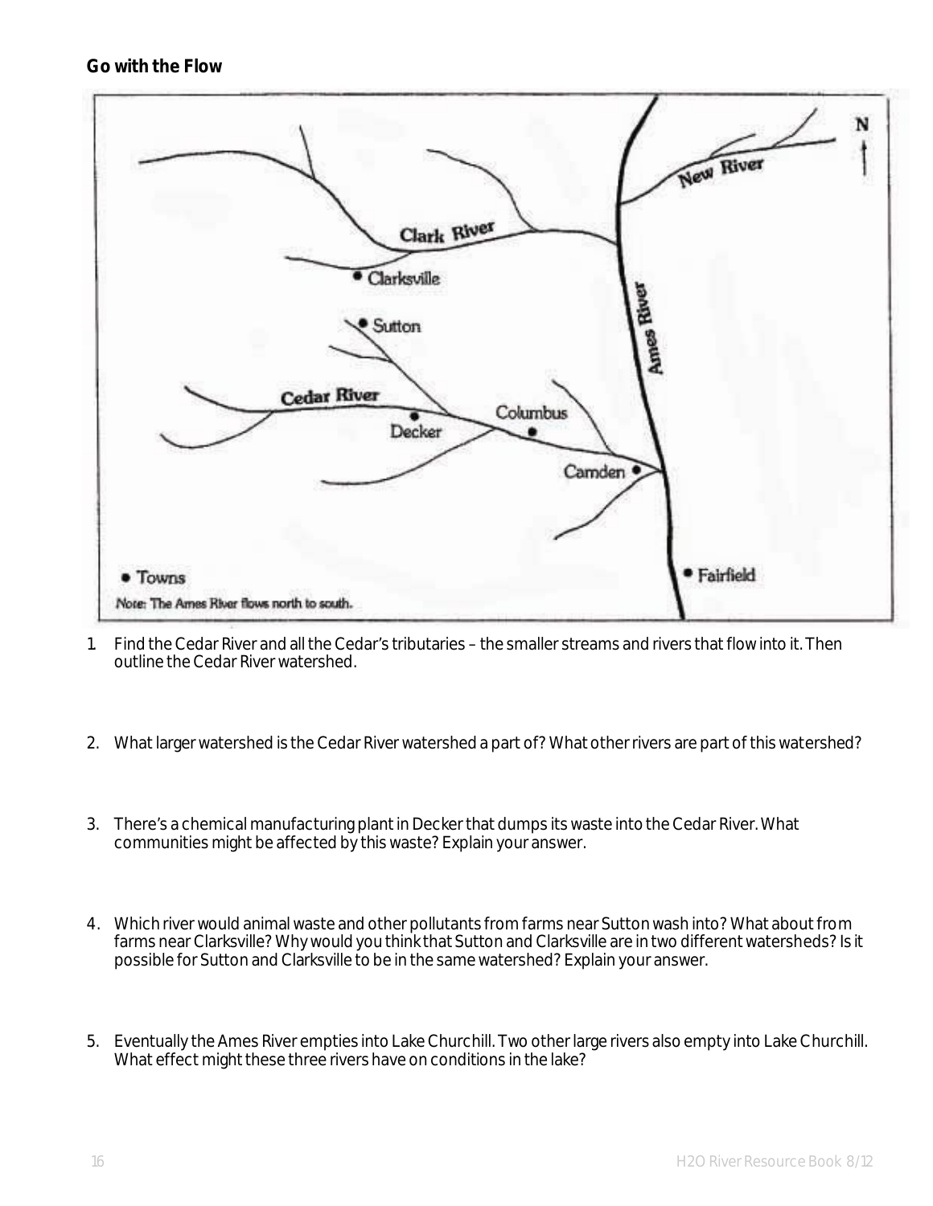**Go with the Flow**

1. Find the Cedar River and all the Cedar's tributaries – the smaller streams and rivers that flow into it. Then outline the Cedar River watershed.

2. What larger watershed is the Cedar River watershed a part of? What other rivers are part of this watershed?

3. There's a chemical manufacturing plant in Decker that dumps its waste into the Cedar River. What communities might be affected by this waste? Explain your answer.

4. Which river would animal waste and other pollutants from farms near Sutton wash into? What about from farms near Clarksville? Why would you think that Sutton and Clarksville are in two different watersheds? Is it possible for Sutton and Clarksville to be in the same watershed? Explain your answer.

5. Eventually the Ames River empties into Lake Churchill. Two other large rivers also empty into Lake Churchill. What effect might these three rivers have on conditions in the lake?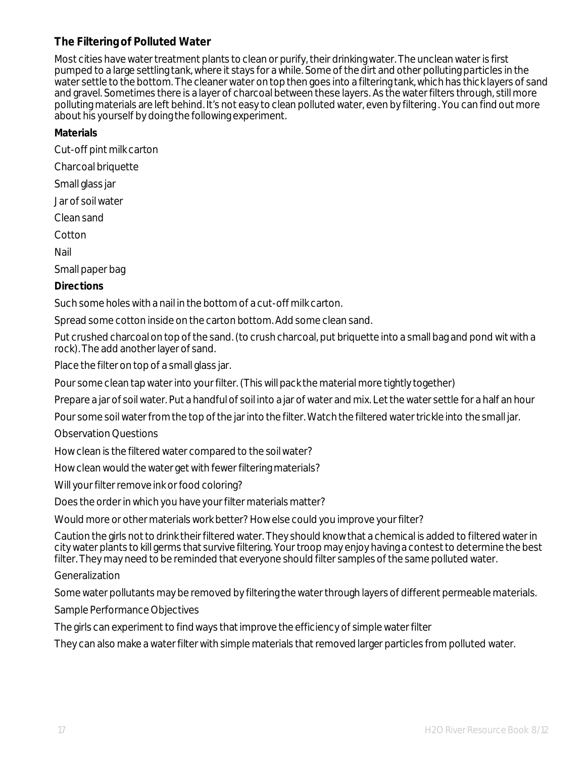### The Filtering of Polluted Water

Most cities have water treatment plants to clean or purify, their drinking water. The unclean water is first pumped to a large settling tank, where it stays for a while. Some of the dirt and other polluting particles in the water settle to the bottom. The cleaner water on top then goes into a filtering tank, which has thick layers of sand and gravel. Sometimes there is a layer of charcoal between these layers. As the water filters through, still more polluting materials are left behind. It's not easy to clean polluted water, even by filtering . You can find out more about his yourself by doing the following experiment.

**Materials**

Cut-off pint milk carton

Charcoal briquette

Small glass jar

Jar of soil water

Clean sand

Cotton

Nail

Small paper bag

**Directions**

Such some holes with a nail in the bottom of a cut-off milk carton.

Spread some cotton inside on the carton bottom. Add some clean sand.

Put crushed charcoal on top of the sand. (to crush charcoal, put briquette into a small bag and pond wit with a rock). The add another layer of sand.

Place the filter on top of a small glass jar.

Pour some clean tap water into your filter. (This will pack the material more tightly together)

Prepare a jar of soil water. Put a handful of soil into a jar of water and mix. Let the water settle for a half an hour

Pour some soil water from the top of the jar into the filter. Watch the filtered water trickle into the small jar.

Observation Questions

How clean is the filtered water compared to the soil water?

How clean would the water get with fewer filtering materials?

Will your filter remove ink or food coloring?

Does the order in which you have your filter materials matter?

Would more or other materials work better? How else could you improve your filter?

Caution the girls not to drink their filtered water. They should know that a chemical is added to filtered water in city water plants to kill germs that survive filtering. Your troop may enjoy having a contest to determine the best filter. They may need to be reminded that everyone should filter samples of the same polluted water.

Generalization

Some water pollutants may be removed by filtering the water through layers of different permeable materials.

Sample Performance Objectives

The girls can experiment to find ways that improve the efficiency of simple water filter

They can also make a water filter with simple materials that removed larger particles from polluted water.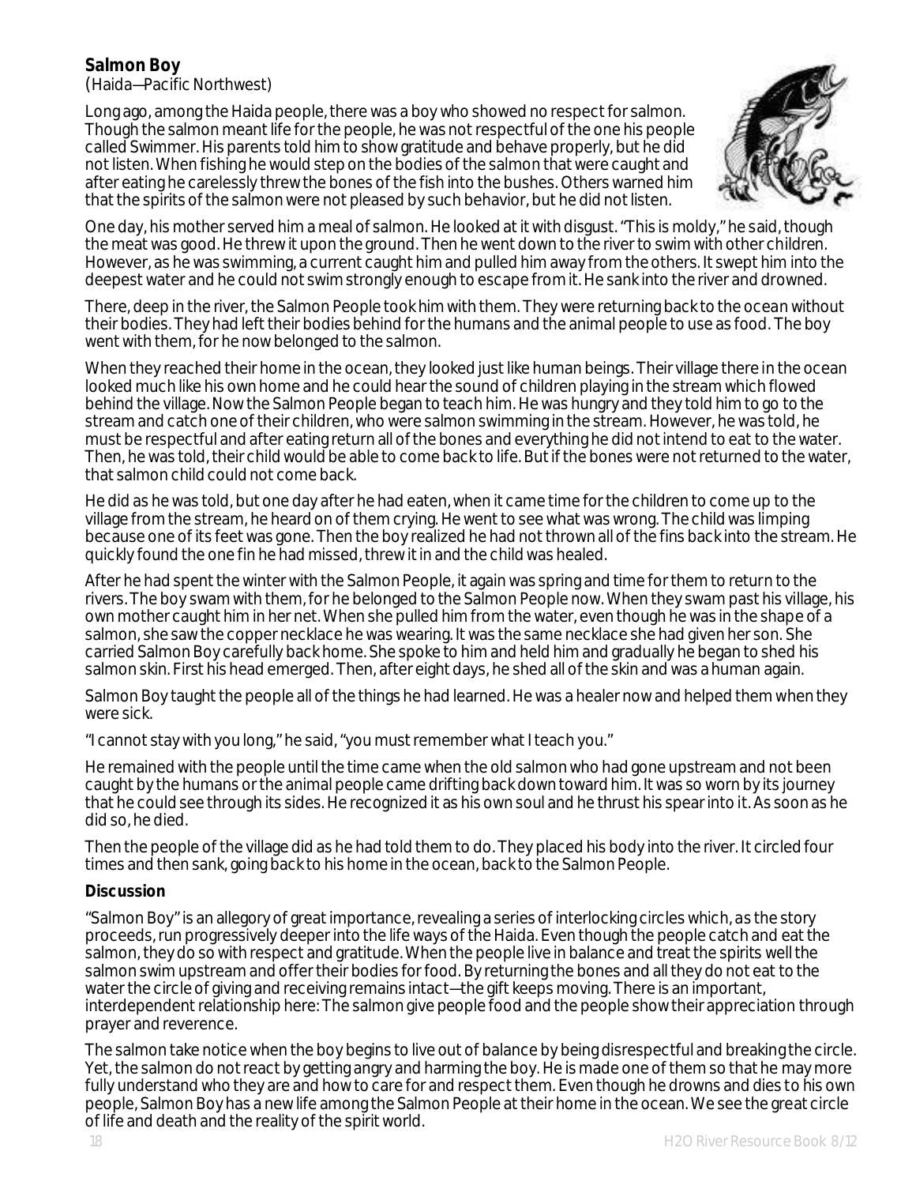**Salmon Boy**
(Haida—Pacific Northwest)

Long ago, among the Haida people, there was a boy who showed no respect for salmon. Though the salmon meant life for the people, he was not respectful of the one his people called Swimmer. His parents told him to show gratitude and behave properly, but he did not listen. When fishing he would step on the bodies of the salmon that were caught and after eating he carelessly threw the bones of the fish into the bushes. Others warned him that the spirits of the salmon were not pleased by such behavior, but he did not listen.

One day, his mother served him a meal of salmon. He looked at it with disgust. "This is moldy," he said, though the meat was good. He threw it upon the ground. Then he went down to the river to swim with other children. However, as he was swimming, a current caught him and pulled him away from the others. It swept him into the deepest water and he could not swim strongly enough to escape from it. He sank into the river and drowned.

There, deep in the river, the Salmon People took him with them. They were returning back to the ocean without their bodies. They had left their bodies behind for the humans and the animal people to use as food. The boy went with them, for he now belonged to the salmon.

When they reached their home in the ocean, they looked just like human beings. Their village there in the ocean looked much like his own home and he could hear the sound of children playing in the stream which flowed behind the village. Now the Salmon People began to teach him. He was hungry and they told him to go to the stream and catch one of their children, who were salmon swimming in the stream. However, he was told, he must be respectful and after eating return all of the bones and everything he did not intend to eat to the water. Then, he was told, their child would be able to come back to life. But if the bones were not returned to the water, that salmon child could not come back.

He did as he was told, but one day after he had eaten, when it came time for the children to come up to the village from the stream, he heard on of them crying. He went to see what was wrong. The child was limping because one of its feet was gone. Then the boy realized he had not thrown all of the fins back into the stream. He quickly found the one fin he had missed, threw it in and the child was healed.

After he had spent the winter with the Salmon People, it again was spring and time for them to return to the rivers. The boy swam with them, for he belonged to the Salmon People now. When they swam past his village, his own mother caught him in her net. When she pulled him from the water, even though he was in the shape of a salmon, she saw the copper necklace he was wearing. It was the same necklace she had given her son. She carried Salmon Boy carefully back home. She spoke to him and held him and gradually he began to shed his salmon skin. First his head emerged. Then, after eight days, he shed all of the skin and was a human again.

Salmon Boy taught the people all of the things he had learned. He was a healer now and helped them when they were sick.

"I cannot stay with you long," he said, "you must remember what I teach you."

He remained with the people until the time came when the old salmon who had gone upstream and not been caught by the humans or the animal people came drifting back down toward him. It was so worn by its journey that he could see through its sides. He recognized it as his own soul and he thrust his spear into it. As soon as he did so, he died.

Then the people of the village did as he had told them to do. They placed his body into the river. It circled four times and then sank, going back to his home in the ocean, back to the Salmon People.

**Discussion**

"Salmon Boy" is an allegory of great importance, revealing a series of interlocking circles which, as the story proceeds, run progressively deeper into the life ways of the Haida. Even though the people catch and eat the salmon, they do so with respect and gratitude. When the people live in balance and treat the spirits well the salmon swim upstream and offer their bodies for food. By returning the bones and all they do not eat to the water the circle of giving and receiving remains intact—the gift keeps moving. There is an important, interdependent relationship here: The salmon give people food and the people show their appreciation through prayer and reverence.

The salmon take notice when the boy begins to live out of balance by being disrespectful and breaking the circle. Yet, the salmon do not react by getting angry and harming the boy. He is made one of them so that he may more fully understand who they are and how to care for and respect them. Even though he drowns and dies to his own people, Salmon Boy has a new life among the Salmon People at their home in the ocean. We see the great circle of life and death and the reality of the spirit world.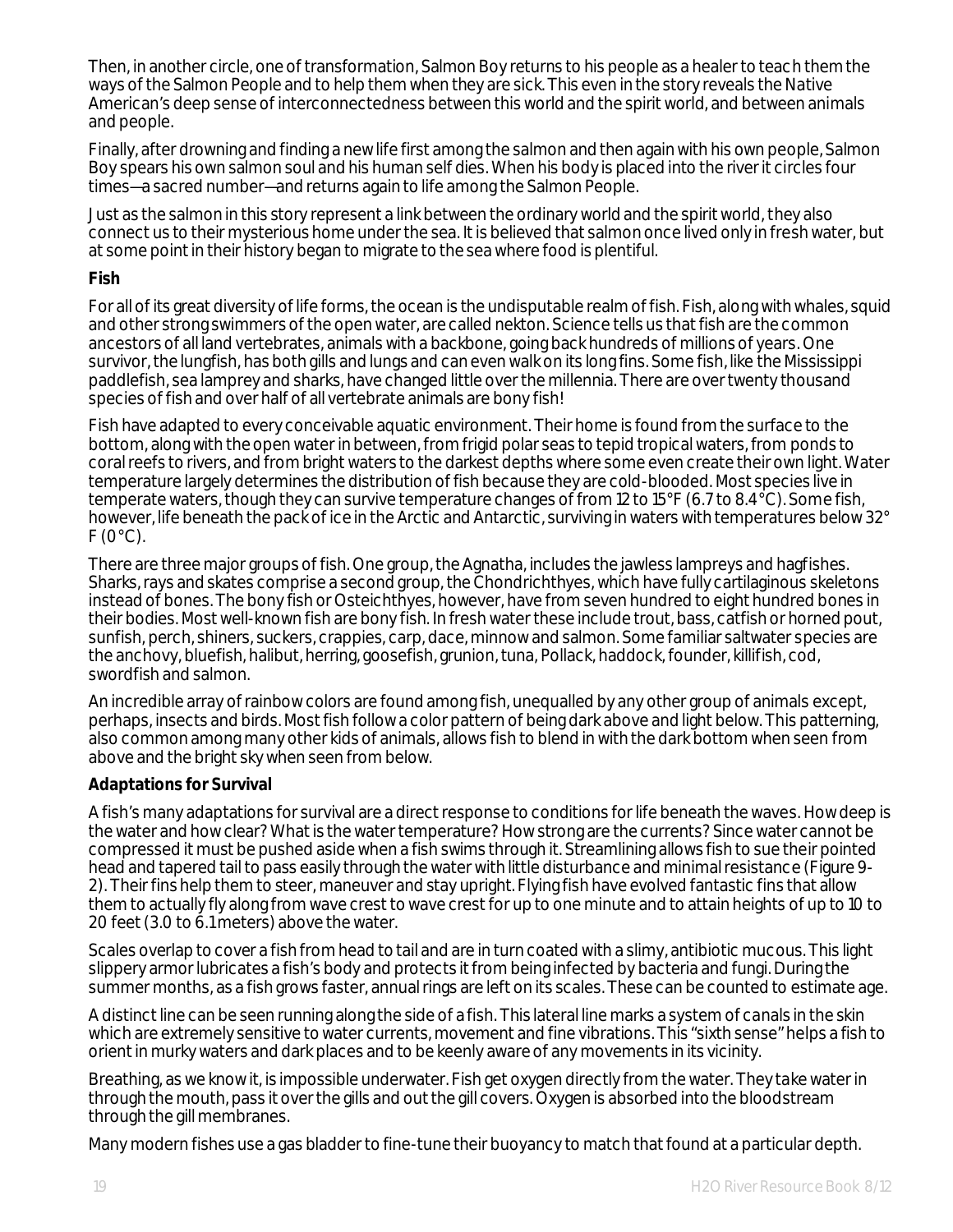Then, in another circle, one of transformation, Salmon Boy returns to his people as a healer to teach them the ways of the Salmon People and to help them when they are sick. This even in the story reveals the Native American's deep sense of interconnectedness between this world and the spirit world, and between animals and people.

Finally, after drowning and finding a new life first among the salmon and then again with his own people, Salmon Boy spears his own salmon soul and his human self dies. When his body is placed into the river it circles four times—a sacred number—and returns again to life among the Salmon People.

Just as the salmon in this story represent a link between the ordinary world and the spirit world, they also connect us to their mysterious home under the sea. It is believed that salmon once lived only in fresh water, but at some point in their history began to migrate to the sea where food is plentiful.

**Fish**

For all of its great diversity of life forms, the ocean is the undisputable realm of fish. Fish, along with whales, squid and other strong swimmers of the open water, are called nekton. Science tells us that fish are the common ancestors of all land vertebrates, animals with a backbone, going back hundreds of millions of years. One survivor, the lungfish, has both gills and lungs and can even walk on its long fins. Some fish, like the Mississippi paddlefish, sea lamprey and sharks, have changed little over the millennia. There are over twenty thousand species of fish and over half of all vertebrate animals are bony fish!

Fish have adapted to every conceivable aquatic environment. Their home is found from the surface to the bottom, along with the open water in between, from frigid polar seas to tepid tropical waters, from ponds to coral reefs to rivers, and from bright waters to the darkest depths where some even create their own light. Water temperature largely determines the distribution of fish because they are cold-blooded. Most species live in temperate waters, though they can survive temperature changes of from 12 to 15°F (6.7 to 8.4°C). Some fish, however, life beneath the pack of ice in the Arctic and Antarctic, surviving in waters with temperatures below 32° F (0°C).

There are three major groups of fish. One group, the Agnatha, includes the jawless lampreys and hagfishes. Sharks, rays and skates comprise a second group, the Chondrichthyes, which have fully cartilaginous skeletons instead of bones. The bony fish or Osteichthyes, however, have from seven hundred to eight hundred bones in their bodies. Most well-known fish are bony fish. In fresh water these include trout, bass, catfish or horned pout, sunfish, perch, shiners, suckers, crappies, carp, dace, minnow and salmon. Some familiar saltwater species are the anchovy, bluefish, halibut, herring, goosefish, grunion, tuna, Pollack, haddock, founder, killifish, cod, swordfish and salmon.

An incredible array of rainbow colors are found among fish, unequalled by any other group of animals except, perhaps, insects and birds. Most fish follow a color pattern of being dark above and light below. This patterning, also common among many other kids of animals, allows fish to blend in with the dark bottom when seen from above and the bright sky when seen from below.

**Adaptations for Survival**

A fish's many adaptations for survival are a direct response to conditions for life beneath the waves. How deep is the water and how clear? What is the water temperature? How strong are the currents? Since water cannot be compressed it must be pushed aside when a fish swims through it. Streamlining allows fish to sue their pointed head and tapered tail to pass easily through the water with little disturbance and minimal resistance (Figure 9-2). Their fins help them to steer, maneuver and stay upright. Flying fish have evolved fantastic fins that allow them to actually fly along from wave crest to wave crest for up to one minute and to attain heights of up to 10 to 20 feet (3.0 to 6.1 meters) above the water.

Scales overlap to cover a fish from head to tail and are in turn coated with a slimy, antibiotic mucous. This light slippery armor lubricates a fish's body and protects it from being infected by bacteria and fungi. During the summer months, as a fish grows faster, annual rings are left on its scales. These can be counted to estimate age.

A distinct line can be seen running along the side of a fish. This lateral line marks a system of canals in the skin which are extremely sensitive to water currents, movement and fine vibrations. This "sixth sense" helps a fish to orient in murky waters and dark places and to be keenly aware of any movements in its vicinity.

Breathing, as we know it, is impossible underwater. Fish get oxygen directly from the water. They take water in through the mouth, pass it over the gills and out the gill covers. Oxygen is absorbed into the bloodstream through the gill membranes.

Many modern fishes use a gas bladder to fine-tune their buoyancy to match that found at a particular depth.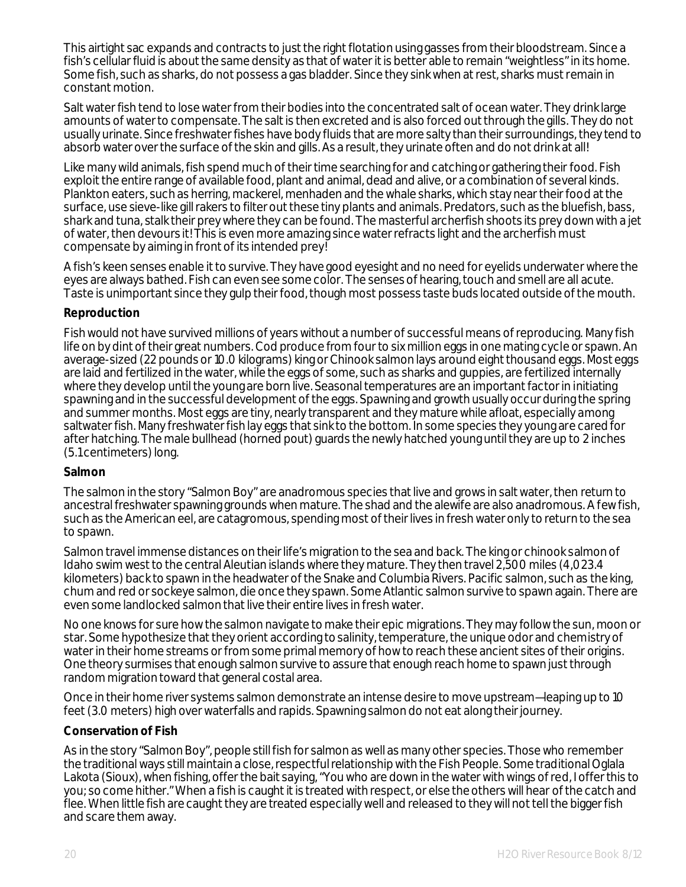This airtight sac expands and contracts to just the right flotation using gasses from their bloodstream. Since a fish's cellular fluid is about the same density as that of water it is better able to remain "weightless" in its home. Some fish, such as sharks, do not possess a gas bladder. Since they sink when at rest, sharks must remain in constant motion.

Salt water fish tend to lose water from their bodies into the concentrated salt of ocean water. They drink large amounts of water to compensate. The salt is then excreted and is also forced out through the gills. They do not usually urinate. Since freshwater fishes have body fluids that are more salty than their surroundings, they tend to absorb water over the surface of the skin and gills. As a result, they urinate often and do not drink at all!

Like many wild animals, fish spend much of their time searching for and catching or gathering their food. Fish exploit the entire range of available food, plant and animal, dead and alive, or a combination of several kinds. Plankton eaters, such as herring, mackerel, menhaden and the whale sharks, which stay near their food at the surface, use sieve-like gill rakers to filter out these tiny plants and animals. Predators, such as the bluefish, bass, shark and tuna, stalk their prey where they can be found. The masterful archerfish shoots its prey down with a jet of water, then devours it! This is even more amazing since water refracts light and the archerfish must compensate by aiming in front of its intended prey!

A fish's keen senses enable it to survive. They have good eyesight and no need for eyelids underwater where the eyes are always bathed. Fish can even see some color. The senses of hearing, touch and smell are all acute. Taste is unimportant since they gulp their food, though most possess taste buds located outside of the mouth.

**Reproduction**

Fish would not have survived millions of years without a number of successful means of reproducing. Many fish life on by dint of their great numbers. Cod produce from four to six million eggs in one mating cycle or spawn. An average-sized (22 pounds or 10.0 kilograms) king or Chinook salmon lays around eight thousand eggs. Most eggs are laid and fertilized in the water, while the eggs of some, such as sharks and guppies, are fertilized internally where they develop until the young are born live. Seasonal temperatures are an important factor in initiating spawning and in the successful development of the eggs. Spawning and growth usually occur during the spring and summer months. Most eggs are tiny, nearly transparent and they mature while afloat, especially among saltwater fish. Many freshwater fish lay eggs that sink to the bottom. In some species they young are cared for after hatching. The male bullhead (horned pout) guards the newly hatched young until they are up to 2 inches (5.1centimeters) long.

**Salmon**

The salmon in the story "Salmon Boy" are anadromous species that live and grows in salt water, then return to ancestral freshwater spawning grounds when mature. The shad and the alewife are also anadromous. A few fish, such as the American eel, are catagromous, spending most of their lives in fresh water only to return to the sea to spawn.

Salmon travel immense distances on their life's migration to the sea and back. The king or chinook salmon of Idaho swim west to the central Aleutian islands where they mature. They then travel 2,500 miles (4,023.4 kilometers) back to spawn in the headwater of the Snake and Columbia Rivers. Pacific salmon, such as the king, chum and red or sockeye salmon, die once they spawn. Some Atlantic salmon survive to spawn again. There are even some landlocked salmon that live their entire lives in fresh water.

No one knows for sure how the salmon navigate to make their epic migrations. They may follow the sun, moon or star. Some hypothesize that they orient according to salinity, temperature, the unique odor and chemistry of water in their home streams or from some primal memory of how to reach these ancient sites of their origins. One theory surmises that enough salmon survive to assure that enough reach home to spawn just through random migration toward that general costal area.

Once in their home river systems salmon demonstrate an intense desire to move upstream—leaping up to 10 feet (3.0 meters) high over waterfalls and rapids. Spawning salmon do not eat along their journey.

**Conservation of Fish**

As in the story "Salmon Boy", people still fish for salmon as well as many other species. Those who remember the traditional ways still maintain a close, respectful relationship with the Fish People. Some traditional Oglala Lakota (Sioux), when fishing, offer the bait saying, "You who are down in the water with wings of red, I offer this to you; so come hither." When a fish is caught it is treated with respect, or else the others will hear of the catch and flee. When little fish are caught they are treated especially well and released to they will not tell the bigger fish and scare them away.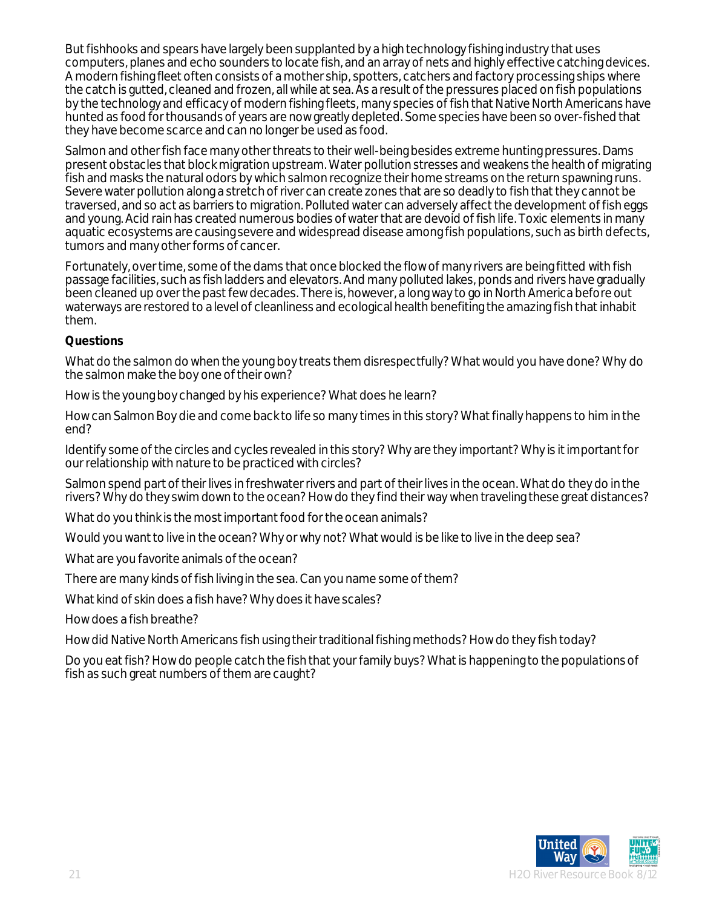But fishhooks and spears have largely been supplanted by a high technology fishing industry that uses computers, planes and echo sounders to locate fish, and an array of nets and highly effective catching devices. A modern fishing fleet often consists of a mother ship, spotters, catchers and factory processing ships where the catch is gutted, cleaned and frozen, all while at sea. As a result of the pressures placed on fish populations by the technology and efficacy of modern fishing fleets, many species of fish that Native North Americans have hunted as food for thousands of years are now greatly depleted. Some species have been so over-fished that they have become scarce and can no longer be used as food.

Salmon and other fish face many other threats to their well-being besides extreme hunting pressures. Dams present obstacles that block migration upstream. Water pollution stresses and weakens the health of migrating fish and masks the natural odors by which salmon recognize their home streams on the return spawning runs. Severe water pollution along a stretch of river can create zones that are so deadly to fish that they cannot be traversed, and so act as barriers to migration. Polluted water can adversely affect the development of fish eggs and young. Acid rain has created numerous bodies of water that are devoid of fish life. Toxic elements in many aquatic ecosystems are causing severe and widespread disease among fish populations, such as birth defects, tumors and many other forms of cancer.

Fortunately, over time, some of the dams that once blocked the flow of many rivers are being fitted with fish passage facilities, such as fish ladders and elevators. And many polluted lakes, ponds and rivers have gradually been cleaned up over the past few decades. There is, however, a long way to go in North America before out waterways are restored to a level of cleanliness and ecological health benefiting the amazing fish that inhabit them.

**Questions**

What do the salmon do when the young boy treats them disrespectfully? What would you have done? Why do the salmon make the boy one of their own?

How is the young boy changed by his experience? What does he learn?

How can Salmon Boy die and come back to life so many times in this story? What finally happens to him in the end?

Identify some of the circles and cycles revealed in this story? Why are they important? Why is it important for our relationship with nature to be practiced with circles?

Salmon spend part of their lives in freshwater rivers and part of their lives in the ocean. What do they do in the rivers? Why do they swim down to the ocean? How do they find their way when traveling these great distances?

What do you think is the most important food for the ocean animals?

Would you want to live in the ocean? Why or why not? What would is be like to live in the deep sea?

What are you favorite animals of the ocean?

There are many kinds of fish living in the sea. Can you name some of them?

What kind of skin does a fish have? Why does it have scales?

How does a fish breathe?

How did Native North Americans fish using their traditional fishing methods? How do they fish today?

Do you eat fish? How do people catch the fish that your family buys? What is happening to the populations of fish as such great numbers of them are caught?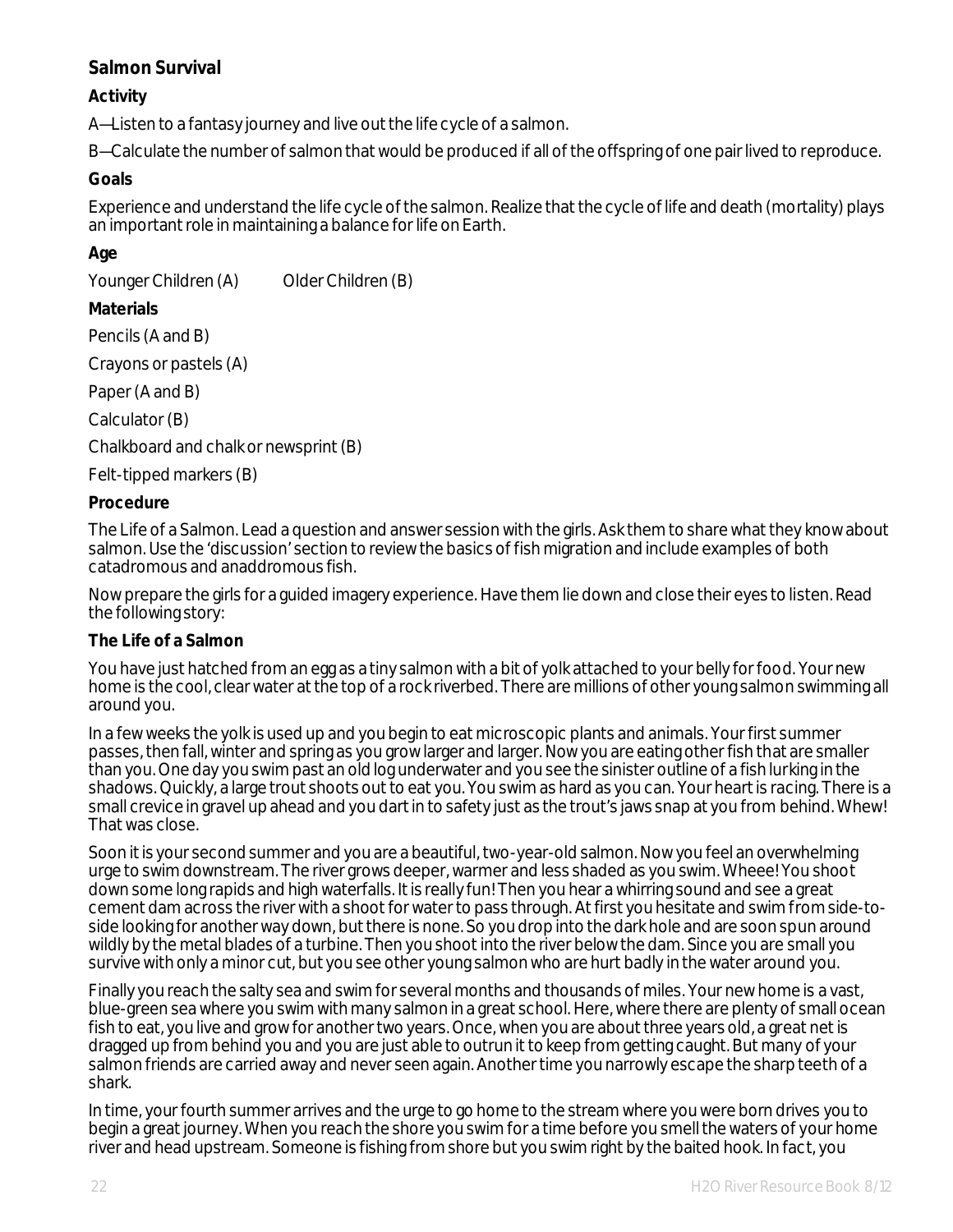## Salmon Survival

### Activity

A—Listen to a fantasy journey and live out the life cycle of a salmon.

B—Calculate the number of salmon that would be produced if all of the offspring of one pair lived to reproduce.

### Goals

Experience and understand the life cycle of the salmon. Realize that the cycle of life and death (mortality) plays an important role in maintaining a balance for life on Earth.

### Age

Younger Children (A)     Older Children (B)

### Materials

Pencils (A and B)

Crayons or pastels (A)

Paper (A and B)

Calculator (B)

Chalkboard and chalk or newsprint (B)

Felt-tipped markers (B)

### Procedure

The Life of a Salmon. Lead a question and answer session with the girls. Ask them to share what they know about salmon. Use the 'discussion' section to review the basics of fish migration and include examples of both catadromous and anaddromous fish.

Now prepare the girls for a guided imagery experience. Have them lie down and close their eyes to listen. Read the following story:

### The Life of a Salmon

You have just hatched from an egg as a tiny salmon with a bit of yolk attached to your belly for food. Your new home is the cool, clear water at the top of a rock riverbed. There are millions of other young salmon swimming all around you.

In a few weeks the yolk is used up and you begin to eat microscopic plants and animals. Your first summer passes, then fall, winter and spring as you grow larger and larger. Now you are eating other fish that are smaller than you. One day you swim past an old log underwater and you see the sinister outline of a fish lurking in the shadows. Quickly, a large trout shoots out to eat you. You swim as hard as you can. Your heart is racing. There is a small crevice in gravel up ahead and you dart in to safety just as the trout's jaws snap at you from behind. Whew! That was close.

Soon it is your second summer and you are a beautiful, two-year-old salmon. Now you feel an overwhelming urge to swim downstream. The river grows deeper, warmer and less shaded as you swim. Wheee! You shoot down some long rapids and high waterfalls. It is really fun! Then you hear a whirring sound and see a great cement dam across the river with a shoot for water to pass through. At first you hesitate and swim from side-to-side looking for another way down, but there is none. So you drop into the dark hole and are soon spun around wildly by the metal blades of a turbine. Then you shoot into the river below the dam. Since you are small you survive with only a minor cut, but you see other young salmon who are hurt badly in the water around you.

Finally you reach the salty sea and swim for several months and thousands of miles. Your new home is a vast, blue-green sea where you swim with many salmon in a great school. Here, where there are plenty of small ocean fish to eat, you live and grow for another two years. Once, when you are about three years old, a great net is dragged up from behind you and you are just able to outrun it to keep from getting caught. But many of your salmon friends are carried away and never seen again. Another time you narrowly escape the sharp teeth of a shark.

In time, your fourth summer arrives and the urge to go home to the stream where you were born drives you to begin a great journey. When you reach the shore you swim for a time before you smell the waters of your home river and head upstream. Someone is fishing from shore but you swim right by the baited hook. In fact, you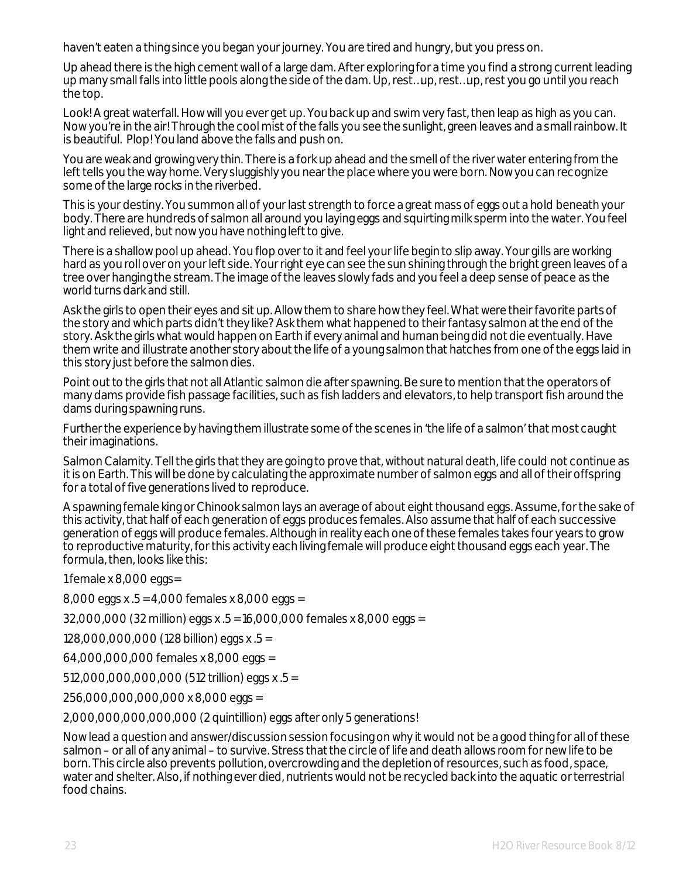haven't eaten a thing since you began your journey. You are tired and hungry, but you press on.

Up ahead there is the high cement wall of a large dam. After exploring for a time you find a strong current leading up many small falls into little pools along the side of the dam. Up, rest…up, rest…up, rest you go until you reach the top.

Look! A great waterfall. How will you ever get up. You back up and swim very fast, then leap as high as you can. Now you're in the air! Through the cool mist of the falls you see the sunlight, green leaves and a small rainbow. It is beautiful. Plop! You land above the falls and push on.

You are weak and growing very thin. There is a fork up ahead and the smell of the river water entering from the left tells you the way home. Very sluggishly you near the place where you were born. Now you can recognize some of the large rocks in the riverbed.

This is your destiny. You summon all of your last strength to force a great mass of eggs out a hold beneath your body. There are hundreds of salmon all around you laying eggs and squirting milk sperm into the water. You feel light and relieved, but now you have nothing left to give.

There is a shallow pool up ahead. You flop over to it and feel your life begin to slip away. Your gills are working hard as you roll over on your left side. Your right eye can see the sun shining through the bright green leaves of a tree over hanging the stream. The image of the leaves slowly fads and you feel a deep sense of peace as the world turns dark and still.

Ask the girls to open their eyes and sit up. Allow them to share how they feel. What were their favorite parts of the story and which parts didn't they like? Ask them what happened to their fantasy salmon at the end of the story. Ask the girls what would happen on Earth if every animal and human being did not die eventually. Have them write and illustrate another story about the life of a young salmon that hatches from one of the eggs laid in this story just before the salmon dies.

Point out to the girls that not all Atlantic salmon die after spawning. Be sure to mention that the operators of many dams provide fish passage facilities, such as fish ladders and elevators, to help transport fish around the dams during spawning runs.

Further the experience by having them illustrate some of the scenes in 'the life of a salmon' that most caught their imaginations.

Salmon Calamity. Tell the girls that they are going to prove that, without natural death, life could not continue as it is on Earth. This will be done by calculating the approximate number of salmon eggs and all of their offspring for a total of five generations lived to reproduce.

A spawning female king or Chinook salmon lays an average of about eight thousand eggs. Assume, for the sake of this activity, that half of each generation of eggs produces females. Also assume that half of each successive generation of eggs will produce females. Although in reality each one of these females takes four years to grow to reproductive maturity, for this activity each living female will produce eight thousand eggs each year. The formula, then, looks like this:

1 female x 8,000 eggs =

8,000 eggs x .5 = 4,000 females x 8,000 eggs =

32,000,000 (32 million) eggs x .5 = 16,000,000 females x 8,000 eggs =

128,000,000,000 (128 billion) eggs x .5 =

64,000,000,000 females x 8,000 eggs =

512,000,000,000,000 (512 trillion) eggs x .5 =

256,000,000,000,000 x 8,000 eggs =

2,000,000,000,000,000 (2 quintillion) eggs after only 5 generations!

Now lead a question and answer/discussion session focusing on why it would not be a good thing for all of these salmon – or all of any animal – to survive. Stress that the circle of life and death allows room for new life to be born. This circle also prevents pollution, overcrowding and the depletion of resources, such as food, space, water and shelter. Also, if nothing ever died, nutrients would not be recycled back into the aquatic or terrestrial food chains.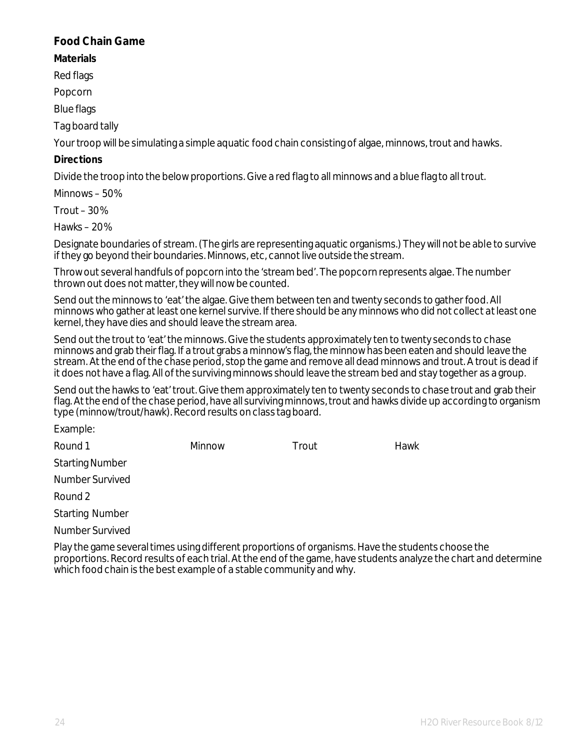## Food Chain Game

**Materials**

Red flags

Popcorn

Blue flags

Tag board tally

Your troop will be simulating a simple aquatic food chain consisting of algae, minnows, trout and hawks.

**Directions**

Divide the troop into the below proportions. Give a red flag to all minnows and a blue flag to all trout.

Minnows – 50%

Trout – 30%

Hawks – 20%

Designate boundaries of stream. (The girls are representing aquatic organisms.) They will not be able to survive if they go beyond their boundaries. Minnows, etc, cannot live outside the stream.

Throw out several handfuls of popcorn into the 'stream bed'. The popcorn represents algae. The number thrown out does not matter, they will now be counted.

Send out the minnows to 'eat' the algae. Give them between ten and twenty seconds to gather food. All minnows who gather at least one kernel survive. If there should be any minnows who did not collect at least one kernel, they have dies and should leave the stream area.

Send out the trout to 'eat' the minnows. Give the students approximately ten to twenty seconds to chase minnows and grab their flag. If a trout grabs a minnow's flag, the minnow has been eaten and should leave the stream. At the end of the chase period, stop the game and remove all dead minnows and trout. A trout is dead if it does not have a flag. All of the surviving minnows should leave the stream bed and stay together as a group.

Send out the hawks to 'eat' trout. Give them approximately ten to twenty seconds to chase trout and grab their flag. At the end of the chase period, have all surviving minnows, trout and hawks divide up according to organism type (minnow/trout/hawk). Record results on class tag board.

Example:

| Round 1 | Minnow | Trout | Hawk |
|---|---|---|---|
| Starting Number | | | |
| Number Survived | | | |
| Round 2 | | | |
| Starting Number | | | |
| Number Survived | | | |

Play the game several times using different proportions of organisms. Have the students choose the proportions. Record results of each trial. At the end of the game, have students analyze the chart and determine which food chain is the best example of a stable community and why.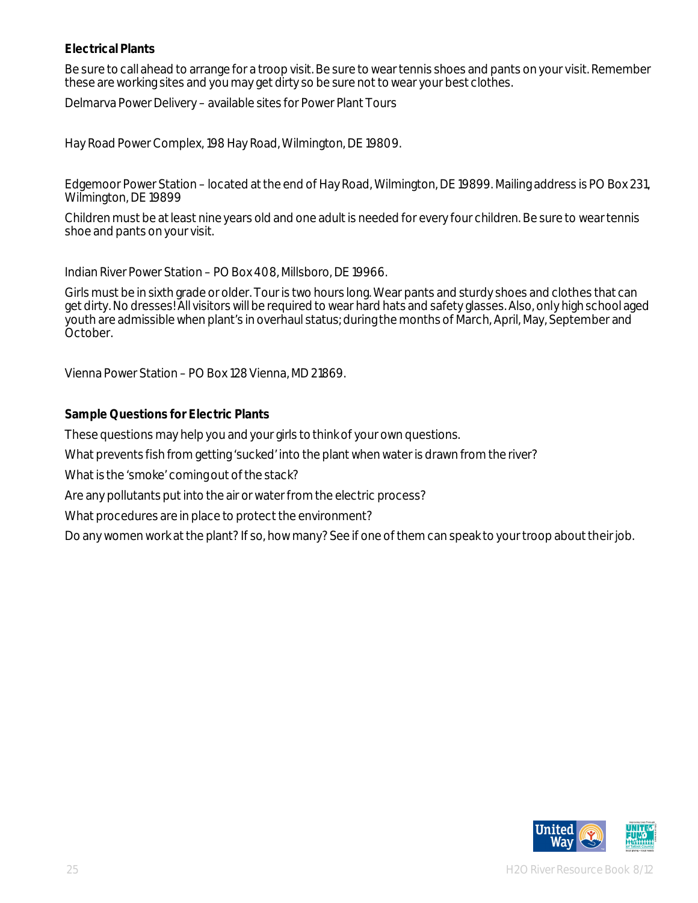**Electrical Plants**

Be sure to call ahead to arrange for a troop visit. Be sure to wear tennis shoes and pants on your visit. Remember these are working sites and you may get dirty so be sure not to wear your best clothes.

Delmarva Power Delivery – available sites for Power Plant Tours

Hay Road Power Complex, 198 Hay Road, Wilmington, DE 19809.

Edgemoor Power Station – located at the end of Hay Road, Wilmington, DE 19899. Mailing address is PO Box 231, Wilmington, DE 19899

Children must be at least nine years old and one adult is needed for every four children. Be sure to wear tennis shoe and pants on your visit.

Indian River Power Station – PO Box 408, Millsboro, DE 19966.

Girls must be in sixth grade or older. Tour is two hours long. Wear pants and sturdy shoes and clothes that can get dirty. No dresses! All visitors will be required to wear hard hats and safety glasses. Also, only high school aged youth are admissible when plant's in overhaul status; during the months of March, April, May, September and October.

Vienna Power Station – PO Box 128 Vienna, MD 21869.

**Sample Questions for Electric Plants**

These questions may help you and your girls to think of your own questions.

What prevents fish from getting 'sucked' into the plant when water is drawn from the river?

What is the 'smoke' coming out of the stack?

Are any pollutants put into the air or water from the electric process?

What procedures are in place to protect the environment?

Do any women work at the plant? If so, how many? See if one of them can speak to your troop about their job.